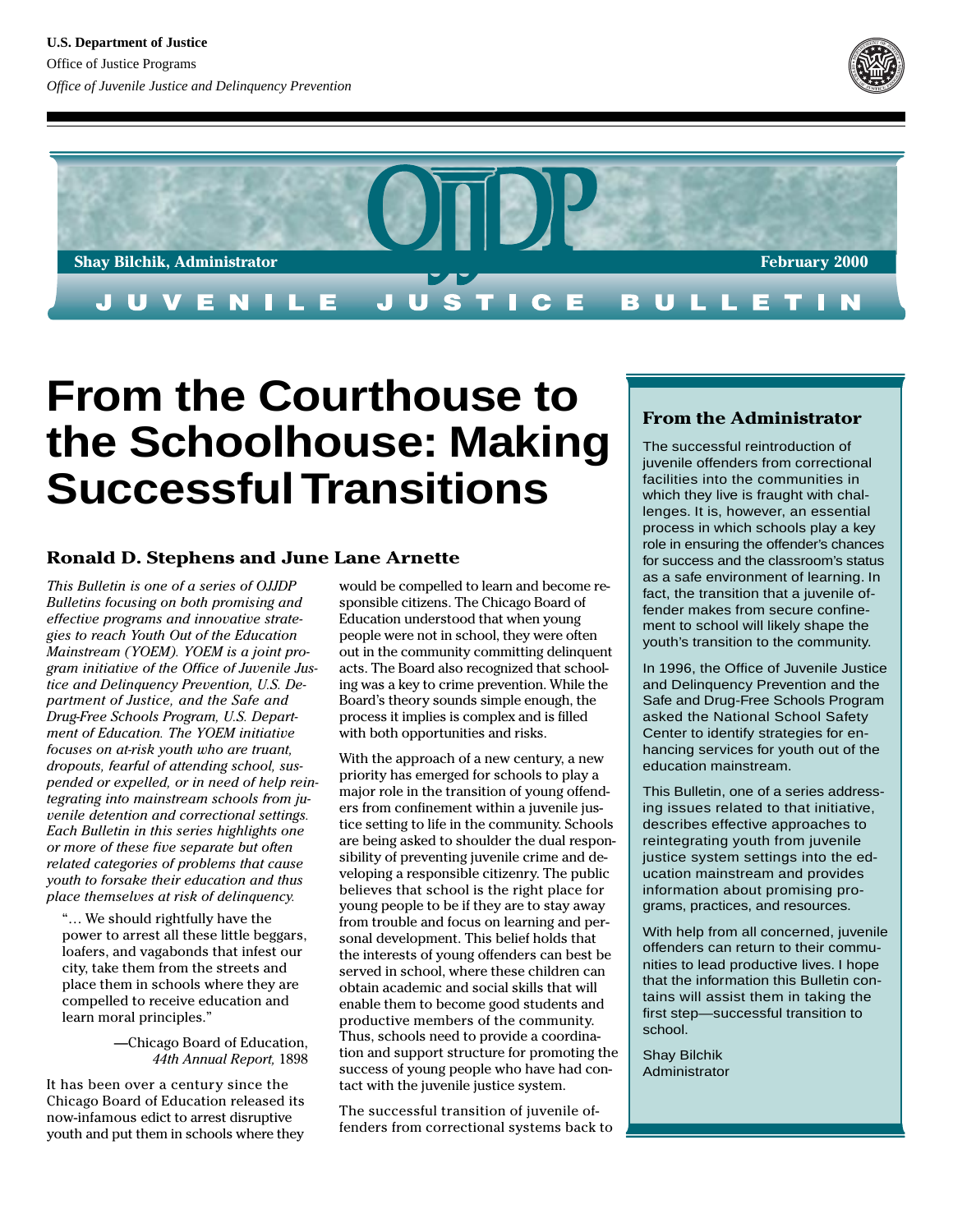U.S. Department of Justice
Office of Justice Programs
*Office of Juvenile Justice and Delinquency Prevention*

OJJDP

**Shay Bilchik, Administrator** **February 2000**

JUVENILE JUSTICE BULLETIN

# From the Courthouse to the Schoolhouse: Making Successful Transitions

**Ronald D. Stephens and June Lane Arnette**

*This Bulletin is one of a series of OJJDP Bulletins focusing on both promising and effective programs and innovative strategies to reach Youth Out of the Education Mainstream (YOEM). YOEM is a joint program initiative of the Office of Juvenile Justice and Delinquency Prevention, U.S. Department of Justice, and the Safe and Drug-Free Schools Program, U.S. Department of Education. The YOEM initiative focuses on at-risk youth who are truant, dropouts, fearful of attending school, suspended or expelled, or in need of help reintegrating into mainstream schools from juvenile detention and correctional settings. Each Bulletin in this series highlights one or more of these five separate but often related categories of problems that cause youth to forsake their education and thus place themselves at risk of delinquency.*

> "… We should rightfully have the power to arrest all these little beggars, loafers, and vagabonds that infest our city, take them from the streets and place them in schools where they are compelled to receive education and learn moral principles."
>
> —Chicago Board of Education, *44th Annual Report,* 1898

It has been over a century since the Chicago Board of Education released its now-infamous edict to arrest disruptive youth and put them in schools where they would be compelled to learn and become responsible citizens. The Chicago Board of Education understood that when young people were not in school, they were often out in the community committing delinquent acts. The Board also recognized that schooling was a key to crime prevention. While the Board's theory sounds simple enough, the process it implies is complex and is filled with both opportunities and risks.

With the approach of a new century, a new priority has emerged for schools to play a major role in the transition of young offenders from confinement within a juvenile justice setting to life in the community. Schools are being asked to shoulder the dual responsibility of preventing juvenile crime and developing a responsible citizenry. The public believes that school is the right place for young people to be if they are to stay away from trouble and focus on learning and personal development. This belief holds that the interests of young offenders can best be served in school, where these children can obtain academic and social skills that will enable them to become good students and productive members of the community. Thus, schools need to provide a coordination and support structure for promoting the success of young people who have had contact with the juvenile justice system.

The successful transition of juvenile offenders from correctional systems back to

## From the Administrator

The successful reintroduction of juvenile offenders from correctional facilities into the communities in which they live is fraught with challenges. It is, however, an essential process in which schools play a key role in ensuring the offender's chances for success and the classroom's status as a safe environment of learning. In fact, the transition that a juvenile offender makes from secure confinement to school will likely shape the youth's transition to the community.

In 1996, the Office of Juvenile Justice and Delinquency Prevention and the Safe and Drug-Free Schools Program asked the National School Safety Center to identify strategies for enhancing services for youth out of the education mainstream.

This Bulletin, one of a series addressing issues related to that initiative, describes effective approaches to reintegrating youth from juvenile justice system settings into the education mainstream and provides information about promising programs, practices, and resources.

With help from all concerned, juvenile offenders can return to their communities to lead productive lives. I hope that the information this Bulletin contains will assist them in taking the first step—successful transition to school.

Shay Bilchik
Administrator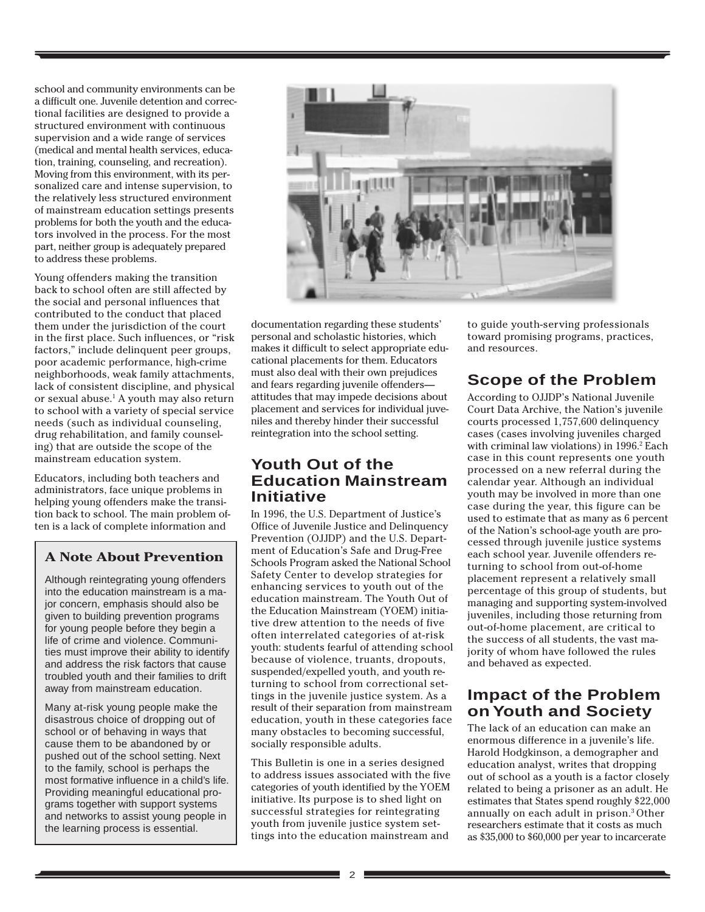school and community environments can be a difficult one. Juvenile detention and correctional facilities are designed to provide a structured environment with continuous supervision and a wide range of services (medical and mental health services, education, training, counseling, and recreation). Moving from this environment, with its personalized care and intense supervision, to the relatively less structured environment of mainstream education settings presents problems for both the youth and the educators involved in the process. For the most part, neither group is adequately prepared to address these problems.

Young offenders making the transition back to school often are still affected by the social and personal influences that contributed to the conduct that placed them under the jurisdiction of the court in the first place. Such influences, or "risk factors," include delinquent peer groups, poor academic performance, high-crime neighborhoods, weak family attachments, lack of consistent discipline, and physical or sexual abuse.[1] A youth may also return to school with a variety of special service needs (such as individual counseling, drug rehabilitation, and family counseling) that are outside the scope of the mainstream education system.

Educators, including both teachers and administrators, face unique problems in helping young offenders make the transition back to school. The main problem often is a lack of complete information and documentation regarding these students' personal and scholastic histories, which makes it difficult to select appropriate educational placements for them. Educators must also deal with their own prejudices and fears regarding juvenile offenders—attitudes that may impede decisions about placement and services for individual juveniles and thereby hinder their successful reintegration into the school setting.

### A Note About Prevention

Although reintegrating young offenders into the education mainstream is a major concern, emphasis should also be given to building prevention programs for young people before they begin a life of crime and violence. Communities must improve their ability to identify and address the risk factors that cause troubled youth and their families to drift away from mainstream education.

Many at-risk young people make the disastrous choice of dropping out of school or of behaving in ways that cause them to be abandoned by or pushed out of the school setting. Next to the family, school is perhaps the most formative influence in a child's life. Providing meaningful educational programs together with support systems and networks to assist young people in the learning process is essential.

## Youth Out of the Education Mainstream Initiative

In 1996, the U.S. Department of Justice's Office of Juvenile Justice and Delinquency Prevention (OJJDP) and the U.S. Department of Education's Safe and Drug-Free Schools Program asked the National School Safety Center to develop strategies for enhancing services to youth out of the education mainstream. The Youth Out of the Education Mainstream (YOEM) initiative drew attention to the needs of five often interrelated categories of at-risk youth: students fearful of attending school because of violence, truants, dropouts, suspended/expelled youth, and youth returning to school from correctional settings in the juvenile justice system. As a result of their separation from mainstream education, youth in these categories face many obstacles to becoming successful, socially responsible adults.

This Bulletin is one in a series designed to address issues associated with the five categories of youth identified by the YOEM initiative. Its purpose is to shed light on successful strategies for reintegrating youth from juvenile justice system settings into the education mainstream and to guide youth-serving professionals toward promising programs, practices, and resources.

## Scope of the Problem

According to OJJDP's National Juvenile Court Data Archive, the Nation's juvenile courts processed 1,757,600 delinquency cases (cases involving juveniles charged with criminal law violations) in 1996.[2] Each case in this count represents one youth processed on a new referral during the calendar year. Although an individual youth may be involved in more than one case during the year, this figure can be used to estimate that as many as 6 percent of the Nation's school-age youth are processed through juvenile justice systems each school year. Juvenile offenders returning to school from out-of-home placement represent a relatively small percentage of this group of students, but managing and supporting system-involved juveniles, including those returning from out-of-home placement, are critical to the success of all students, the vast majority of whom have followed the rules and behaved as expected.

## Impact of the Problem on Youth and Society

The lack of an education can make an enormous difference in a juvenile's life. Harold Hodgkinson, a demographer and education analyst, writes that dropping out of school as a youth is a factor closely related to being a prisoner as an adult. He estimates that States spend roughly $22,000 annually on each adult in prison.[3] Other researchers estimate that it costs as much as $35,000 to $60,000 per year to incarcerate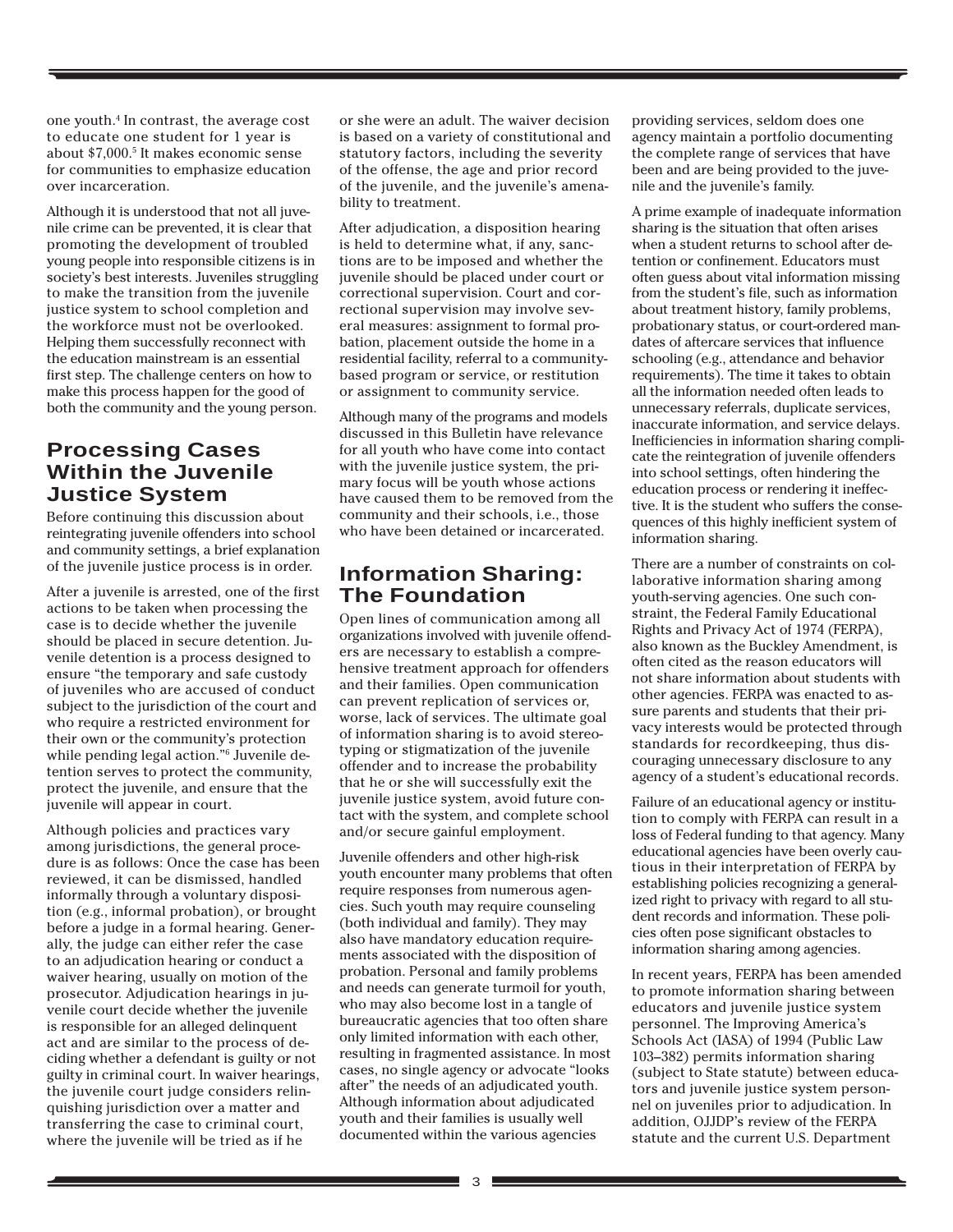one youth.[4] In contrast, the average cost to educate one student for 1 year is about $7,000.[5] It makes economic sense for communities to emphasize education over incarceration.

Although it is understood that not all juvenile crime can be prevented, it is clear that promoting the development of troubled young people into responsible citizens is in society's best interests. Juveniles struggling to make the transition from the juvenile justice system to school completion and the workforce must not be overlooked. Helping them successfully reconnect with the education mainstream is an essential first step. The challenge centers on how to make this process happen for the good of both the community and the young person.

## Processing Cases Within the Juvenile Justice System

Before continuing this discussion about reintegrating juvenile offenders into school and community settings, a brief explanation of the juvenile justice process is in order.

After a juvenile is arrested, one of the first actions to be taken when processing the case is to decide whether the juvenile should be placed in secure detention. Juvenile detention is a process designed to ensure "the temporary and safe custody of juveniles who are accused of conduct subject to the jurisdiction of the court and who require a restricted environment for their own or the community's protection while pending legal action."[6] Juvenile detention serves to protect the community, protect the juvenile, and ensure that the juvenile will appear in court.

Although policies and practices vary among jurisdictions, the general procedure is as follows: Once the case has been reviewed, it can be dismissed, handled informally through a voluntary disposition (e.g., informal probation), or brought before a judge in a formal hearing. Generally, the judge can either refer the case to an adjudication hearing or conduct a waiver hearing, usually on motion of the prosecutor. Adjudication hearings in juvenile court decide whether the juvenile is responsible for an alleged delinquent act and are similar to the process of deciding whether a defendant is guilty or not guilty in criminal court. In waiver hearings, the juvenile court judge considers relinquishing jurisdiction over a matter and transferring the case to criminal court, where the juvenile will be tried as if he or she were an adult. The waiver decision is based on a variety of constitutional and statutory factors, including the severity of the offense, the age and prior record of the juvenile, and the juvenile's amenability to treatment.

After adjudication, a disposition hearing is held to determine what, if any, sanctions are to be imposed and whether the juvenile should be placed under court or correctional supervision. Court and correctional supervision may involve several measures: assignment to formal probation, placement outside the home in a residential facility, referral to a community-based program or service, or restitution or assignment to community service.

Although many of the programs and models discussed in this Bulletin have relevance for all youth who have come into contact with the juvenile justice system, the primary focus will be youth whose actions have caused them to be removed from the community and their schools, i.e., those who have been detained or incarcerated.

## Information Sharing: The Foundation

Open lines of communication among all organizations involved with juvenile offenders are necessary to establish a comprehensive treatment approach for offenders and their families. Open communication can prevent replication of services or, worse, lack of services. The ultimate goal of information sharing is to avoid stereotyping or stigmatization of the juvenile offender and to increase the probability that he or she will successfully exit the juvenile justice system, avoid future contact with the system, and complete school and/or secure gainful employment.

Juvenile offenders and other high-risk youth encounter many problems that often require responses from numerous agencies. Such youth may require counseling (both individual and family). They may also have mandatory education requirements associated with the disposition of probation. Personal and family problems and needs can generate turmoil for youth, who may also become lost in a tangle of bureaucratic agencies that too often share only limited information with each other, resulting in fragmented assistance. In most cases, no single agency or advocate "looks after" the needs of an adjudicated youth. Although information about adjudicated youth and their families is usually well documented within the various agencies providing services, seldom does one agency maintain a portfolio documenting the complete range of services that have been and are being provided to the juvenile and the juvenile's family.

A prime example of inadequate information sharing is the situation that often arises when a student returns to school after detention or confinement. Educators must often guess about vital information missing from the student's file, such as information about treatment history, family problems, probationary status, or court-ordered mandates of aftercare services that influence schooling (e.g., attendance and behavior requirements). The time it takes to obtain all the information needed often leads to unnecessary referrals, duplicate services, inaccurate information, and service delays. Inefficiencies in information sharing complicate the reintegration of juvenile offenders into school settings, often hindering the education process or rendering it ineffective. It is the student who suffers the consequences of this highly inefficient system of information sharing.

There are a number of constraints on collaborative information sharing among youth-serving agencies. One such constraint, the Federal Family Educational Rights and Privacy Act of 1974 (FERPA), also known as the Buckley Amendment, is often cited as the reason educators will not share information about students with other agencies. FERPA was enacted to assure parents and students that their privacy interests would be protected through standards for recordkeeping, thus discouraging unnecessary disclosure to any agency of a student's educational records.

Failure of an educational agency or institution to comply with FERPA can result in a loss of Federal funding to that agency. Many educational agencies have been overly cautious in their interpretation of FERPA by establishing policies recognizing a generalized right to privacy with regard to all student records and information. These policies often pose significant obstacles to information sharing among agencies.

In recent years, FERPA has been amended to promote information sharing between educators and juvenile justice system personnel. The Improving America's Schools Act (IASA) of 1994 (Public Law 103–382) permits information sharing (subject to State statute) between educators and juvenile justice system personnel on juveniles prior to adjudication. In addition, OJJDP's review of the FERPA statute and the current U.S. Department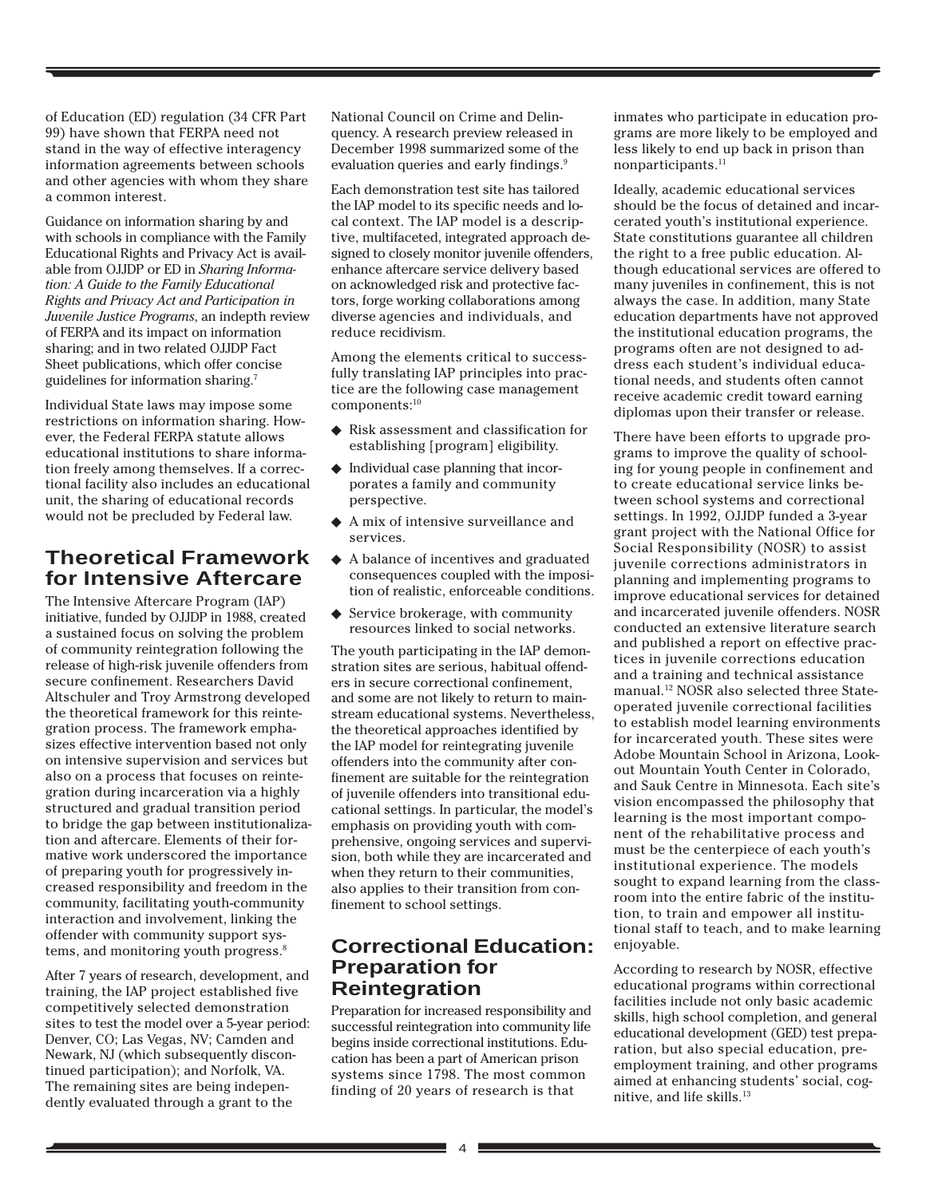of Education (ED) regulation (34 CFR Part 99) have shown that FERPA need not stand in the way of effective interagency information agreements between schools and other agencies with whom they share a common interest.

Guidance on information sharing by and with schools in compliance with the Family Educational Rights and Privacy Act is available from OJJDP or ED in *Sharing Information: A Guide to the Family Educational Rights and Privacy Act and Participation in Juvenile Justice Programs*, an indepth review of FERPA and its impact on information sharing; and in two related OJJDP Fact Sheet publications, which offer concise guidelines for information sharing.[7]

Individual State laws may impose some restrictions on information sharing. However, the Federal FERPA statute allows educational institutions to share information freely among themselves. If a correctional facility also includes an educational unit, the sharing of educational records would not be precluded by Federal law.

## Theoretical Framework for Intensive Aftercare

The Intensive Aftercare Program (IAP) initiative, funded by OJJDP in 1988, created a sustained focus on solving the problem of community reintegration following the release of high-risk juvenile offenders from secure confinement. Researchers David Altschuler and Troy Armstrong developed the theoretical framework for this reintegration process. The framework emphasizes effective intervention based not only on intensive supervision and services but also on a process that focuses on reintegration during incarceration via a highly structured and gradual transition period to bridge the gap between institutionalization and aftercare. Elements of their formative work underscored the importance of preparing youth for progressively increased responsibility and freedom in the community, facilitating youth-community interaction and involvement, linking the offender with community support systems, and monitoring youth progress.[8]

After 7 years of research, development, and training, the IAP project established five competitively selected demonstration sites to test the model over a 5-year period: Denver, CO; Las Vegas, NV; Camden and Newark, NJ (which subsequently discontinued participation); and Norfolk, VA. The remaining sites are being independently evaluated through a grant to the National Council on Crime and Delinquency. A research preview released in December 1998 summarized some of the evaluation queries and early findings.[9]

Each demonstration test site has tailored the IAP model to its specific needs and local context. The IAP model is a descriptive, multifaceted, integrated approach designed to closely monitor juvenile offenders, enhance aftercare service delivery based on acknowledged risk and protective factors, forge working collaborations among diverse agencies and individuals, and reduce recidivism.

Among the elements critical to successfully translating IAP principles into practice are the following case management components:[10]

- Risk assessment and classification for establishing [program] eligibility.
- Individual case planning that incorporates a family and community perspective.
- A mix of intensive surveillance and services.
- A balance of incentives and graduated consequences coupled with the imposition of realistic, enforceable conditions.
- Service brokerage, with community resources linked to social networks.

The youth participating in the IAP demonstration sites are serious, habitual offenders in secure correctional confinement, and some are not likely to return to mainstream educational systems. Nevertheless, the theoretical approaches identified by the IAP model for reintegrating juvenile offenders into the community after confinement are suitable for the reintegration of juvenile offenders into transitional educational settings. In particular, the model's emphasis on providing youth with comprehensive, ongoing services and supervision, both while they are incarcerated and when they return to their communities, also applies to their transition from confinement to school settings.

## Correctional Education: Preparation for Reintegration

Preparation for increased responsibility and successful reintegration into community life begins inside correctional institutions. Education has been a part of American prison systems since 1798. The most common finding of 20 years of research is that inmates who participate in education programs are more likely to be employed and less likely to end up back in prison than nonparticipants.[11]

Ideally, academic educational services should be the focus of detained and incarcerated youth's institutional experience. State constitutions guarantee all children the right to a free public education. Although educational services are offered to many juveniles in confinement, this is not always the case. In addition, many State education departments have not approved the institutional education programs, the programs often are not designed to address each student's individual educational needs, and students often cannot receive academic credit toward earning diplomas upon their transfer or release.

There have been efforts to upgrade programs to improve the quality of schooling for young people in confinement and to create educational service links between school systems and correctional settings. In 1992, OJJDP funded a 3-year grant project with the National Office for Social Responsibility (NOSR) to assist juvenile corrections administrators in planning and implementing programs to improve educational services for detained and incarcerated juvenile offenders. NOSR conducted an extensive literature search and published a report on effective practices in juvenile corrections education and a training and technical assistance manual.[12] NOSR also selected three State-operated juvenile correctional facilities to establish model learning environments for incarcerated youth. These sites were Adobe Mountain School in Arizona, Lookout Mountain Youth Center in Colorado, and Sauk Centre in Minnesota. Each site's vision encompassed the philosophy that learning is the most important component of the rehabilitative process and must be the centerpiece of each youth's institutional experience. The models sought to expand learning from the classroom into the entire fabric of the institution, to train and empower all institutional staff to teach, and to make learning enjoyable.

According to research by NOSR, effective educational programs within correctional facilities include not only basic academic skills, high school completion, and general educational development (GED) test preparation, but also special education, preemployment training, and other programs aimed at enhancing students' social, cognitive, and life skills.[13]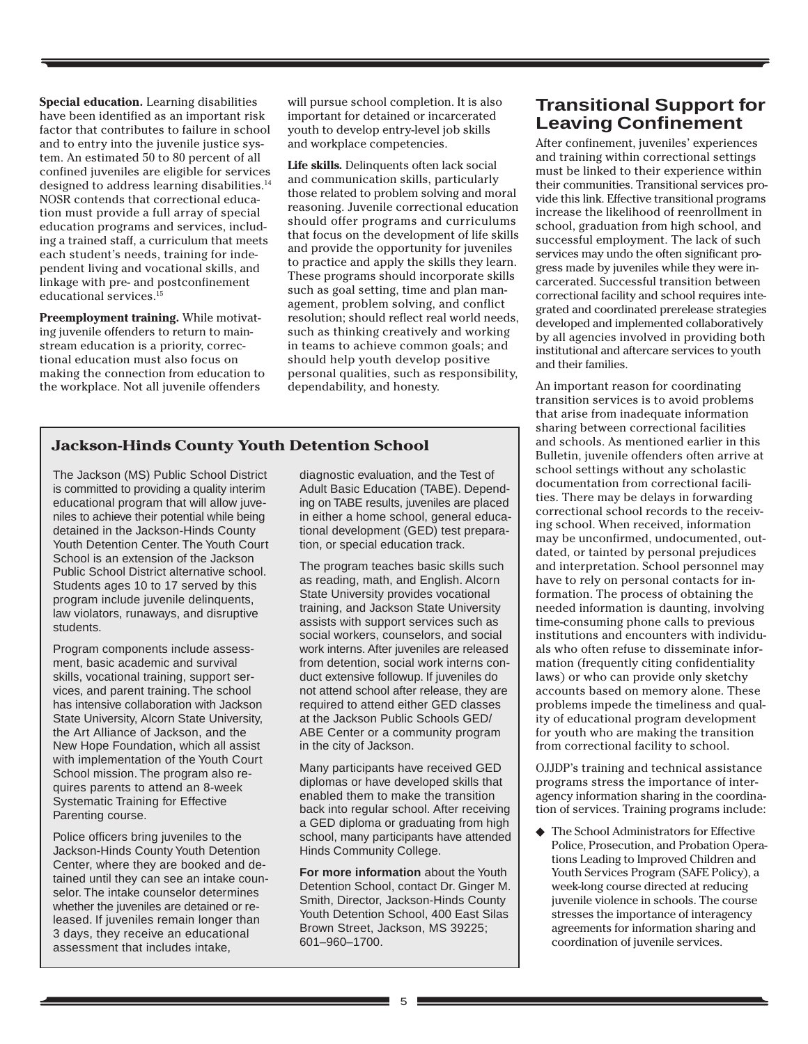**Special education.** Learning disabilities have been identified as an important risk factor that contributes to failure in school and to entry into the juvenile justice system. An estimated 50 to 80 percent of all confined juveniles are eligible for services designed to address learning disabilities.[14] NOSR contends that correctional education must provide a full array of special education programs and services, including a trained staff, a curriculum that meets each student's needs, training for independent living and vocational skills, and linkage with pre- and postconfinement educational services.[15]

**Preemployment training.** While motivating juvenile offenders to return to mainstream education is a priority, correctional education must also focus on making the connection from education to the workplace. Not all juvenile offenders will pursue school completion. It is also important for detained or incarcerated youth to develop entry-level job skills and workplace competencies.

**Life skills.** Delinquents often lack social and communication skills, particularly those related to problem solving and moral reasoning. Juvenile correctional education should offer programs and curriculums that focus on the development of life skills and provide the opportunity for juveniles to practice and apply the skills they learn. These programs should incorporate skills such as goal setting, time and plan management, problem solving, and conflict resolution; should reflect real world needs, such as thinking creatively and working in teams to achieve common goals; and should help youth develop positive personal qualities, such as responsibility, dependability, and honesty.

### Jackson-Hinds County Youth Detention School

The Jackson (MS) Public School District is committed to providing a quality interim educational program that will allow juveniles to achieve their potential while being detained in the Jackson-Hinds County Youth Detention Center. The Youth Court School is an extension of the Jackson Public School District alternative school. Students ages 10 to 17 served by this program include juvenile delinquents, law violators, runaways, and disruptive students.

Program components include assessment, basic academic and survival skills, vocational training, support services, and parent training. The school has intensive collaboration with Jackson State University, Alcorn State University, the Art Alliance of Jackson, and the New Hope Foundation, which all assist with implementation of the Youth Court School mission. The program also requires parents to attend an 8-week Systematic Training for Effective Parenting course.

Police officers bring juveniles to the Jackson-Hinds County Youth Detention Center, where they are booked and detained until they can see an intake counselor. The intake counselor determines whether the juveniles are detained or released. If juveniles remain longer than 3 days, they receive an educational assessment that includes intake, diagnostic evaluation, and the Test of Adult Basic Education (TABE). Depending on TABE results, juveniles are placed in either a home school, general educational development (GED) test preparation, or special education track.

The program teaches basic skills such as reading, math, and English. Alcorn State University provides vocational training, and Jackson State University assists with support services such as social workers, counselors, and social work interns. After juveniles are released from detention, social work interns conduct extensive followup. If juveniles do not attend school after release, they are required to attend either GED classes at the Jackson Public Schools GED/ABE Center or a community program in the city of Jackson.

Many participants have received GED diplomas or have developed skills that enabled them to make the transition back into regular school. After receiving a GED diploma or graduating from high school, many participants have attended Hinds Community College.

**For more information** about the Youth Detention School, contact Dr. Ginger M. Smith, Director, Jackson-Hinds County Youth Detention School, 400 East Silas Brown Street, Jackson, MS 39225; 601–960–1700.

## Transitional Support for Leaving Confinement

After confinement, juveniles' experiences and training within correctional settings must be linked to their experience within their communities. Transitional services provide this link. Effective transitional programs increase the likelihood of reenrollment in school, graduation from high school, and successful employment. The lack of such services may undo the often significant progress made by juveniles while they were incarcerated. Successful transition between correctional facility and school requires integrated and coordinated prerelease strategies developed and implemented collaboratively by all agencies involved in providing both institutional and aftercare services to youth and their families.

An important reason for coordinating transition services is to avoid problems that arise from inadequate information sharing between correctional facilities and schools. As mentioned earlier in this Bulletin, juvenile offenders often arrive at school settings without any scholastic documentation from correctional facilities. There may be delays in forwarding correctional school records to the receiving school. When received, information may be unconfirmed, undocumented, outdated, or tainted by personal prejudices and interpretation. School personnel may have to rely on personal contacts for information. The process of obtaining the needed information is daunting, involving time-consuming phone calls to previous institutions and encounters with individuals who often refuse to disseminate information (frequently citing confidentiality laws) or who can provide only sketchy accounts based on memory alone. These problems impede the timeliness and quality of educational program development for youth who are making the transition from correctional facility to school.

OJJDP's training and technical assistance programs stress the importance of interagency information sharing in the coordination of services. Training programs include:

- The School Administrators for Effective Police, Prosecution, and Probation Operations Leading to Improved Children and Youth Services Program (SAFE Policy), a week-long course directed at reducing juvenile violence in schools. The course stresses the importance of interagency agreements for information sharing and coordination of juvenile services.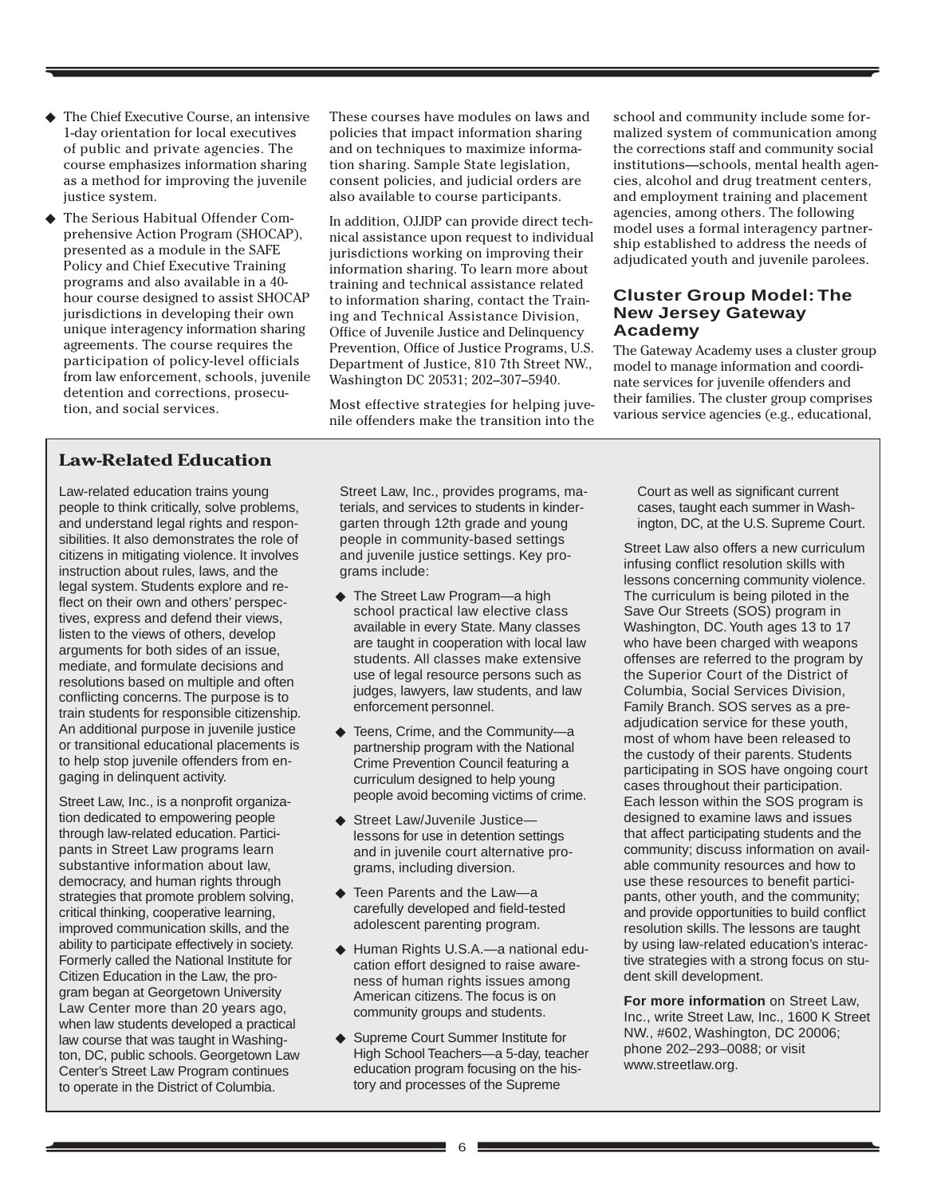- The Chief Executive Course, an intensive 1-day orientation for local executives of public and private agencies. The course emphasizes information sharing as a method for improving the juvenile justice system.
- The Serious Habitual Offender Comprehensive Action Program (SHOCAP), presented as a module in the SAFE Policy and Chief Executive Training programs and also available in a 40-hour course designed to assist SHOCAP jurisdictions in developing their own unique interagency information sharing agreements. The course requires the participation of policy-level officials from law enforcement, schools, juvenile detention and corrections, prosecution, and social services.

These courses have modules on laws and policies that impact information sharing and on techniques to maximize information sharing. Sample State legislation, consent policies, and judicial orders are also available to course participants.

In addition, OJJDP can provide direct technical assistance upon request to individual jurisdictions working on improving their information sharing. To learn more about training and technical assistance related to information sharing, contact the Training and Technical Assistance Division, Office of Juvenile Justice and Delinquency Prevention, Office of Justice Programs, U.S. Department of Justice, 810 7th Street NW., Washington DC 20531; 202–307–5940.

Most effective strategies for helping juvenile offenders make the transition into the school and community include some formalized system of communication among the corrections staff and community social institutions—schools, mental health agencies, alcohol and drug treatment centers, and employment training and placement agencies, among others. The following model uses a formal interagency partnership established to address the needs of adjudicated youth and juvenile parolees.

## Cluster Group Model: The New Jersey Gateway Academy

The Gateway Academy uses a cluster group model to manage information and coordinate services for juvenile offenders and their families. The cluster group comprises various service agencies (e.g., educational,

### Law-Related Education

Law-related education trains young people to think critically, solve problems, and understand legal rights and responsibilities. It also demonstrates the role of citizens in mitigating violence. It involves instruction about rules, laws, and the legal system. Students explore and reflect on their own and others' perspectives, express and defend their views, listen to the views of others, develop arguments for both sides of an issue, mediate, and formulate decisions and resolutions based on multiple and often conflicting concerns. The purpose is to train students for responsible citizenship. An additional purpose in juvenile justice or transitional educational placements is to help stop juvenile offenders from engaging in delinquent activity.

Street Law, Inc., is a nonprofit organization dedicated to empowering people through law-related education. Participants in Street Law programs learn substantive information about law, democracy, and human rights through strategies that promote problem solving, critical thinking, cooperative learning, improved communication skills, and the ability to participate effectively in society. Formerly called the National Institute for Citizen Education in the Law, the program began at Georgetown University Law Center more than 20 years ago, when law students developed a practical law course that was taught in Washington, DC, public schools. Georgetown Law Center's Street Law Program continues to operate in the District of Columbia.

Street Law, Inc., provides programs, materials, and services to students in kindergarten through 12th grade and young people in community-based settings and juvenile justice settings. Key programs include:

- The Street Law Program—a high school practical law elective class available in every State. Many classes are taught in cooperation with local law students. All classes make extensive use of legal resource persons such as judges, lawyers, law students, and law enforcement personnel.
- Teens, Crime, and the Community—a partnership program with the National Crime Prevention Council featuring a curriculum designed to help young people avoid becoming victims of crime.
- Street Law/Juvenile Justice—lessons for use in detention settings and in juvenile court alternative programs, including diversion.
- Teen Parents and the Law—a carefully developed and field-tested adolescent parenting program.
- Human Rights U.S.A.—a national education effort designed to raise awareness of human rights issues among American citizens. The focus is on community groups and students.
- Supreme Court Summer Institute for High School Teachers—a 5-day, teacher education program focusing on the history and processes of the Supreme Court as well as significant current cases, taught each summer in Washington, DC, at the U.S. Supreme Court.

Street Law also offers a new curriculum infusing conflict resolution skills with lessons concerning community violence. The curriculum is being piloted in the Save Our Streets (SOS) program in Washington, DC. Youth ages 13 to 17 who have been charged with weapons offenses are referred to the program by the Superior Court of the District of Columbia, Social Services Division, Family Branch. SOS serves as a preadjudication service for these youth, most of whom have been released to the custody of their parents. Students participating in SOS have ongoing court cases throughout their participation. Each lesson within the SOS program is designed to examine laws and issues that affect participating students and the community; discuss information on available community resources and how to use these resources to benefit participants, other youth, and the community; and provide opportunities to build conflict resolution skills. The lessons are taught by using law-related education's interactive strategies with a strong focus on student skill development.

**For more information** on Street Law, Inc., write Street Law, Inc., 1600 K Street NW., #602, Washington, DC 20006; phone 202–293–0088; or visit www.streetlaw.org.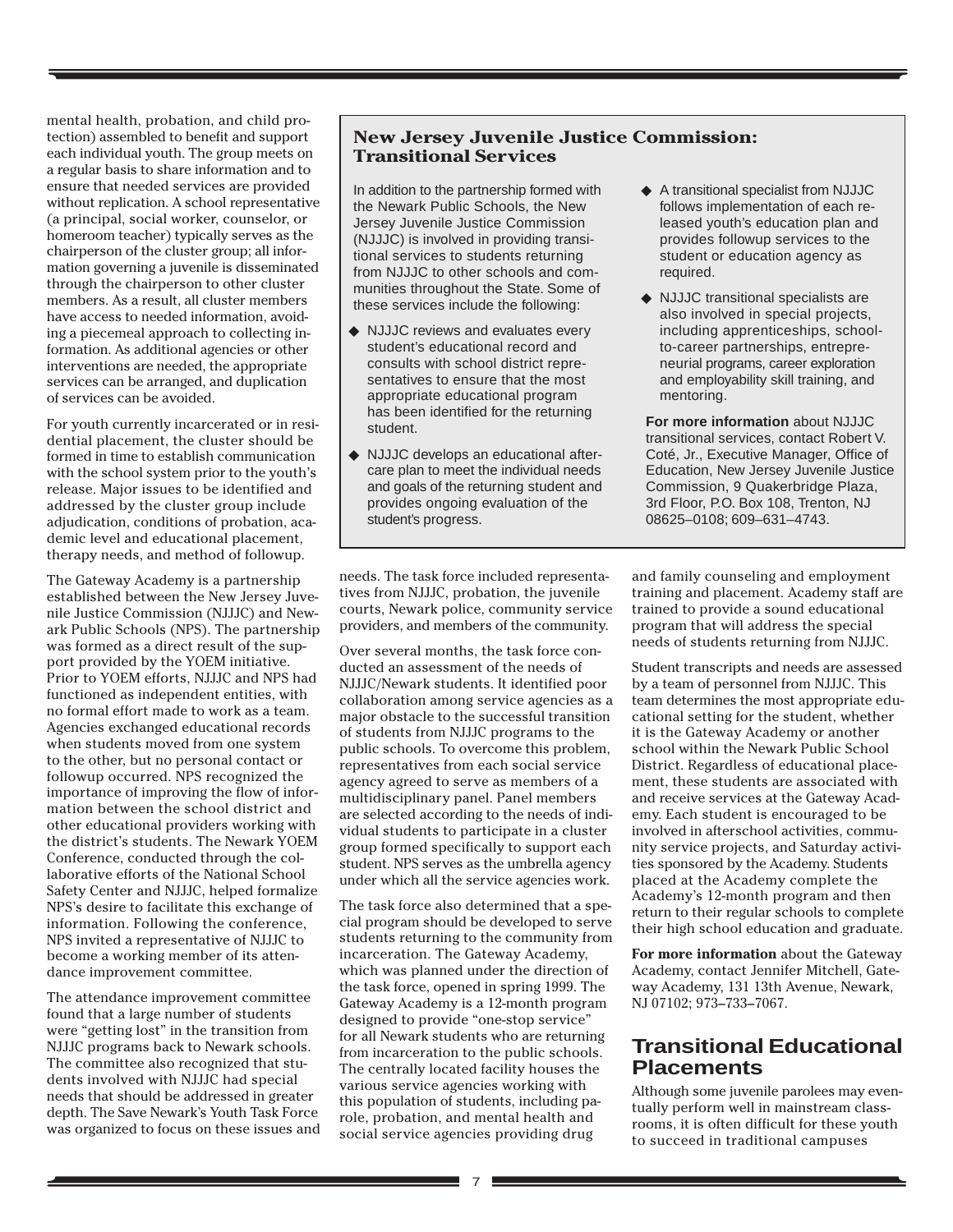mental health, probation, and child protection) assembled to benefit and support each individual youth. The group meets on a regular basis to share information and to ensure that needed services are provided without replication. A school representative (a principal, social worker, counselor, or homeroom teacher) typically serves as the chairperson of the cluster group; all information governing a juvenile is disseminated through the chairperson to other cluster members. As a result, all cluster members have access to needed information, avoiding a piecemeal approach to collecting information. As additional agencies or other interventions are needed, the appropriate services can be arranged, and duplication of services can be avoided.

For youth currently incarcerated or in residential placement, the cluster should be formed in time to establish communication with the school system prior to the youth's release. Major issues to be identified and addressed by the cluster group include adjudication, conditions of probation, academic level and educational placement, therapy needs, and method of followup.

The Gateway Academy is a partnership established between the New Jersey Juvenile Justice Commission (NJJJC) and Newark Public Schools (NPS). The partnership was formed as a direct result of the support provided by the YOEM initiative. Prior to YOEM efforts, NJJJC and NPS had functioned as independent entities, with no formal effort made to work as a team. Agencies exchanged educational records when students moved from one system to the other, but no personal contact or followup occurred. NPS recognized the importance of improving the flow of information between the school district and other educational providers working with the district's students. The Newark YOEM Conference, conducted through the collaborative efforts of the National School Safety Center and NJJJC, helped formalize NPS's desire to facilitate this exchange of information. Following the conference, NPS invited a representative of NJJJC to become a working member of its attendance improvement committee.

The attendance improvement committee found that a large number of students were "getting lost" in the transition from NJJJC programs back to Newark schools. The committee also recognized that students involved with NJJJC had special needs that should be addressed in greater depth. The Save Newark's Youth Task Force was organized to focus on these issues and needs. The task force included representatives from NJJJC, probation, the juvenile courts, Newark police, community service providers, and members of the community.

Over several months, the task force conducted an assessment of the needs of NJJJC/Newark students. It identified poor collaboration among service agencies as a major obstacle to the successful transition of students from NJJJC programs to the public schools. To overcome this problem, representatives from each social service agency agreed to serve as members of a multidisciplinary panel. Panel members are selected according to the needs of individual students to participate in a cluster group formed specifically to support each student. NPS serves as the umbrella agency under which all the service agencies work.

The task force also determined that a special program should be developed to serve students returning to the community from incarceration. The Gateway Academy, which was planned under the direction of the task force, opened in spring 1999. The Gateway Academy is a 12-month program designed to provide "one-stop service" for all Newark students who are returning from incarceration to the public schools. The centrally located facility houses the various service agencies working with this population of students, including parole, probation, and mental health and social service agencies providing drug and family counseling and employment training and placement. Academy staff are trained to provide a sound educational program that will address the special needs of students returning from NJJJC.

Student transcripts and needs are assessed by a team of personnel from NJJJC. This team determines the most appropriate educational setting for the student, whether it is the Gateway Academy or another school within the Newark Public School District. Regardless of educational placement, these students are associated with and receive services at the Gateway Academy. Each student is encouraged to be involved in afterschool activities, community service projects, and Saturday activities sponsored by the Academy. Students placed at the Academy complete the Academy's 12-month program and then return to their regular schools to complete their high school education and graduate.

**For more information** about the Gateway Academy, contact Jennifer Mitchell, Gateway Academy, 131 13th Avenue, Newark, NJ 07102; 973–733–7067.

### New Jersey Juvenile Justice Commission: Transitional Services

In addition to the partnership formed with the Newark Public Schools, the New Jersey Juvenile Justice Commission (NJJJC) is involved in providing transitional services to students returning from NJJJC to other schools and communities throughout the State. Some of these services include the following:

- NJJJC reviews and evaluates every student's educational record and consults with school district representatives to ensure that the most appropriate educational program has been identified for the returning student.
- NJJJC develops an educational aftercare plan to meet the individual needs and goals of the returning student and provides ongoing evaluation of the student's progress.
- A transitional specialist from NJJJC follows implementation of each released youth's education plan and provides followup services to the student or education agency as required.
- NJJJC transitional specialists are also involved in special projects, including apprenticeships, school-to-career partnerships, entrepreneurial programs, career exploration and employability skill training, and mentoring.

**For more information** about NJJJC transitional services, contact Robert V. Coté, Jr., Executive Manager, Office of Education, New Jersey Juvenile Justice Commission, 9 Quakerbridge Plaza, 3rd Floor, P.O. Box 108, Trenton, NJ 08625–0108; 609–631–4743.

## Transitional Educational Placements

Although some juvenile parolees may eventually perform well in mainstream classrooms, it is often difficult for these youth to succeed in traditional campuses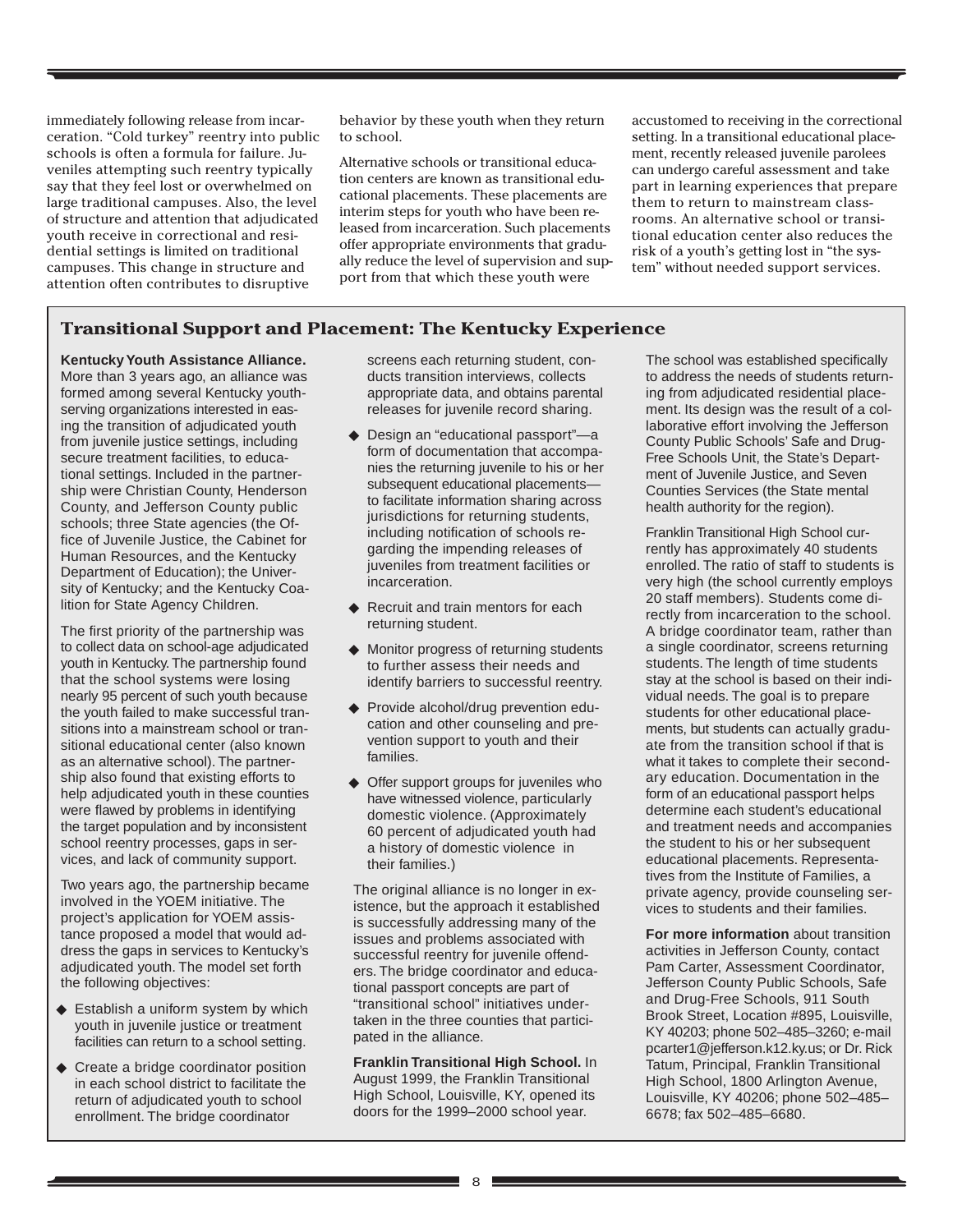immediately following release from incarceration. "Cold turkey" reentry into public schools is often a formula for failure. Juveniles attempting such reentry typically say that they feel lost or overwhelmed on large traditional campuses. Also, the level of structure and attention that adjudicated youth receive in correctional and residential settings is limited on traditional campuses. This change in structure and attention often contributes to disruptive behavior by these youth when they return to school.

Alternative schools or transitional education centers are known as transitional educational placements. These placements are interim steps for youth who have been released from incarceration. Such placements offer appropriate environments that gradually reduce the level of supervision and support from that which these youth were accustomed to receiving in the correctional setting. In a transitional educational placement, recently released juvenile parolees can undergo careful assessment and take part in learning experiences that prepare them to return to mainstream classrooms. An alternative school or transitional education center also reduces the risk of a youth's getting lost in "the system" without needed support services.

## Transitional Support and Placement: The Kentucky Experience

**Kentucky Youth Assistance Alliance.** More than 3 years ago, an alliance was formed among several Kentucky youth-serving organizations interested in easing the transition of adjudicated youth from juvenile justice settings, including secure treatment facilities, to educational settings. Included in the partnership were Christian County, Henderson County, and Jefferson County public schools; three State agencies (the Office of Juvenile Justice, the Cabinet for Human Resources, and the Kentucky Department of Education); the University of Kentucky; and the Kentucky Coalition for State Agency Children.

The first priority of the partnership was to collect data on school-age adjudicated youth in Kentucky. The partnership found that the school systems were losing nearly 95 percent of such youth because the youth failed to make successful transitions into a mainstream school or transitional educational center (also known as an alternative school). The partnership also found that existing efforts to help adjudicated youth in these counties were flawed by problems in identifying the target population and by inconsistent school reentry processes, gaps in services, and lack of community support.

Two years ago, the partnership became involved in the YOEM initiative. The project's application for YOEM assistance proposed a model that would address the gaps in services to Kentucky's adjudicated youth. The model set forth the following objectives:

- Establish a uniform system by which youth in juvenile justice or treatment facilities can return to a school setting.
- Create a bridge coordinator position in each school district to facilitate the return of adjudicated youth to school enrollment. The bridge coordinator screens each returning student, conducts transition interviews, collects appropriate data, and obtains parental releases for juvenile record sharing.
- Design an "educational passport"—a form of documentation that accompanies the returning juvenile to his or her subsequent educational placements—to facilitate information sharing across jurisdictions for returning students, including notification of schools regarding the impending releases of juveniles from treatment facilities or incarceration.
- Recruit and train mentors for each returning student.
- Monitor progress of returning students to further assess their needs and identify barriers to successful reentry.
- Provide alcohol/drug prevention education and other counseling and prevention support to youth and their families.
- Offer support groups for juveniles who have witnessed violence, particularly domestic violence. (Approximately 60 percent of adjudicated youth had a history of domestic violence in their families.)

The original alliance is no longer in existence, but the approach it established is successfully addressing many of the issues and problems associated with successful reentry for juvenile offenders. The bridge coordinator and educational passport concepts are part of "transitional school" initiatives undertaken in the three counties that participated in the alliance.

**Franklin Transitional High School.** In August 1999, the Franklin Transitional High School, Louisville, KY, opened its doors for the 1999–2000 school year. The school was established specifically to address the needs of students returning from adjudicated residential placement. Its design was the result of a collaborative effort involving the Jefferson County Public Schools' Safe and Drug-Free Schools Unit, the State's Department of Juvenile Justice, and Seven Counties Services (the State mental health authority for the region).

Franklin Transitional High School currently has approximately 40 students enrolled. The ratio of staff to students is very high (the school currently employs 20 staff members). Students come directly from incarceration to the school. A bridge coordinator team, rather than a single coordinator, screens returning students. The length of time students stay at the school is based on their individual needs. The goal is to prepare students for other educational placements, but students can actually graduate from the transition school if that is what it takes to complete their secondary education. Documentation in the form of an educational passport helps determine each student's educational and treatment needs and accompanies the student to his or her subsequent educational placements. Representatives from the Institute of Families, a private agency, provide counseling services to students and their families.

**For more information** about transition activities in Jefferson County, contact Pam Carter, Assessment Coordinator, Jefferson County Public Schools, Safe and Drug-Free Schools, 911 South Brook Street, Location #895, Louisville, KY 40203; phone 502–485–3260; e-mail pcarter1@jefferson.k12.ky.us; or Dr. Rick Tatum, Principal, Franklin Transitional High School, 1800 Arlington Avenue, Louisville, KY 40206; phone 502–485–6678; fax 502–485–6680.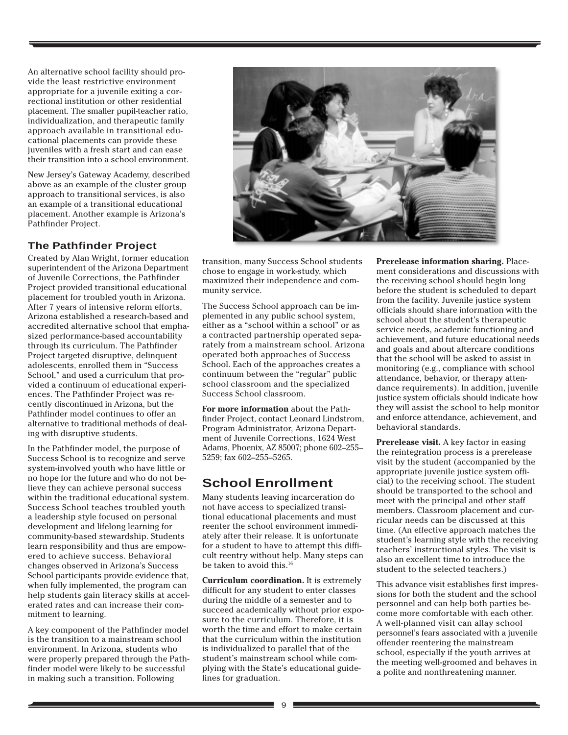An alternative school facility should provide the least restrictive environment appropriate for a juvenile exiting a correctional institution or other residential placement. The smaller pupil-teacher ratio, individualization, and therapeutic family approach available in transitional educational placements can provide these juveniles with a fresh start and can ease their transition into a school environment.

New Jersey's Gateway Academy, described above as an example of the cluster group approach to transitional services, is also an example of a transitional educational placement. Another example is Arizona's Pathfinder Project.

### The Pathfinder Project

Created by Alan Wright, former education superintendent of the Arizona Department of Juvenile Corrections, the Pathfinder Project provided transitional educational placement for troubled youth in Arizona. After 7 years of intensive reform efforts, Arizona established a research-based and accredited alternative school that emphasized performance-based accountability through its curriculum. The Pathfinder Project targeted disruptive, delinquent adolescents, enrolled them in "Success School," and used a curriculum that provided a continuum of educational experiences. The Pathfinder Project was recently discontinued in Arizona, but the Pathfinder model continues to offer an alternative to traditional methods of dealing with disruptive students.

In the Pathfinder model, the purpose of Success School is to recognize and serve system-involved youth who have little or no hope for the future and who do not believe they can achieve personal success within the traditional educational system. Success School teaches troubled youth a leadership style focused on personal development and lifelong learning for community-based stewardship. Students learn responsibility and thus are empowered to achieve success. Behavioral changes observed in Arizona's Success School participants provide evidence that, when fully implemented, the program can help students gain literacy skills at accelerated rates and can increase their commitment to learning.

A key component of the Pathfinder model is the transition to a mainstream school environment. In Arizona, students who were properly prepared through the Pathfinder model were likely to be successful in making such a transition. Following transition, many Success School students chose to engage in work-study, which maximized their independence and community service.

The Success School approach can be implemented in any public school system, either as a "school within a school" or as a contracted partnership operated separately from a mainstream school. Arizona operated both approaches of Success School. Each of the approaches creates a continuum between the "regular" public school classroom and the specialized Success School classroom.

**For more information** about the Pathfinder Project, contact Leonard Lindstrom, Program Administrator, Arizona Department of Juvenile Corrections, 1624 West Adams, Phoenix, AZ 85007; phone 602–255–5259; fax 602–255–5265.

## School Enrollment

Many students leaving incarceration do not have access to specialized transitional educational placements and must reenter the school environment immediately after their release. It is unfortunate for a student to have to attempt this difficult reentry without help. Many steps can be taken to avoid this.[16]

**Curriculum coordination.** It is extremely difficult for any student to enter classes during the middle of a semester and to succeed academically without prior exposure to the curriculum. Therefore, it is worth the time and effort to make certain that the curriculum within the institution is individualized to parallel that of the student's mainstream school while complying with the State's educational guidelines for graduation.

**Prerelease information sharing.** Placement considerations and discussions with the receiving school should begin long before the student is scheduled to depart from the facility. Juvenile justice system officials should share information with the school about the student's therapeutic service needs, academic functioning and achievement, and future educational needs and goals and about aftercare conditions that the school will be asked to assist in monitoring (e.g., compliance with school attendance, behavior, or therapy attendance requirements). In addition, juvenile justice system officials should indicate how they will assist the school to help monitor and enforce attendance, achievement, and behavioral standards.

**Prerelease visit.** A key factor in easing the reintegration process is a prerelease visit by the student (accompanied by the appropriate juvenile justice system official) to the receiving school. The student should be transported to the school and meet with the principal and other staff members. Classroom placement and curricular needs can be discussed at this time. (An effective approach matches the student's learning style with the receiving teachers' instructional styles. The visit is also an excellent time to introduce the student to the selected teachers.)

This advance visit establishes first impressions for both the student and the school personnel and can help both parties become more comfortable with each other. A well-planned visit can allay school personnel's fears associated with a juvenile offender reentering the mainstream school, especially if the youth arrives at the meeting well-groomed and behaves in a polite and nonthreatening manner.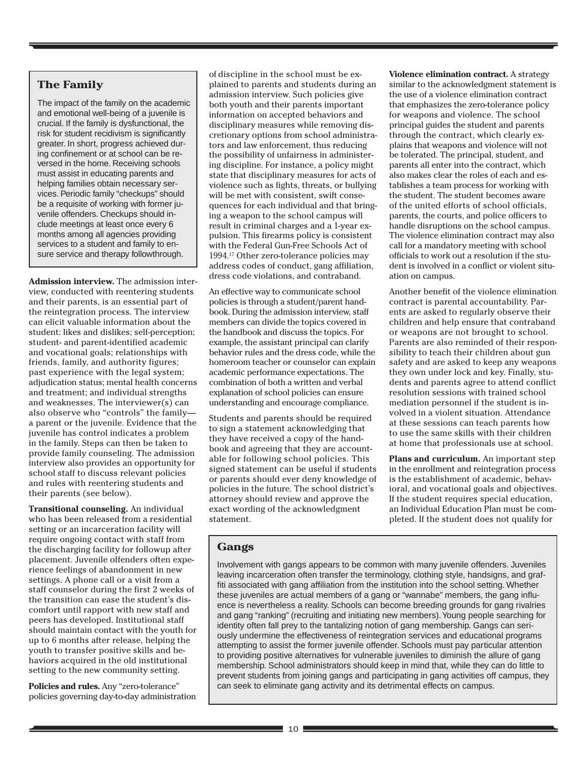## The Family

The impact of the family on the academic and emotional well-being of a juvenile is crucial. If the family is dysfunctional, the risk for student recidivism is significantly greater. In short, progress achieved during confinement or at school can be reversed in the home. Receiving schools must assist in educating parents and helping families obtain necessary services. Periodic family "checkups" should be a requisite of working with former juvenile offenders. Checkups should include meetings at least once every 6 months among all agencies providing services to a student and family to ensure service and therapy followthrough.

**Admission interview.** The admission interview, conducted with reentering students and their parents, is an essential part of the reintegration process. The interview can elicit valuable information about the student: likes and dislikes; self-perception; student- and parent-identified academic and vocational goals; relationships with friends, family, and authority figures; past experience with the legal system; adjudication status; mental health concerns and treatment; and individual strengths and weaknesses. The interviewer(s) can also observe who "controls" the family—a parent or the juvenile. Evidence that the juvenile has control indicates a problem in the family. Steps can then be taken to provide family counseling. The admission interview also provides an opportunity for school staff to discuss relevant policies and rules with reentering students and their parents (see below).

**Transitional counseling.** An individual who has been released from a residential setting or an incarceration facility will require ongoing contact with staff from the discharging facility for followup after placement. Juvenile offenders often experience feelings of abandonment in new settings. A phone call or a visit from a staff counselor during the first 2 weeks of the transition can ease the student's discomfort until rapport with new staff and peers has developed. Institutional staff should maintain contact with the youth for up to 6 months after release, helping the youth to transfer positive skills and behaviors acquired in the old institutional setting to the new community setting.

**Policies and rules.** Any "zero-tolerance" policies governing day-to-day administration of discipline in the school must be explained to parents and students during an admission interview. Such policies give both youth and their parents important information on accepted behaviors and disciplinary measures while removing discretionary options from school administrators and law enforcement, thus reducing the possibility of unfairness in administering discipline. For instance, a policy might state that disciplinary measures for acts of violence such as fights, threats, or bullying will be met with consistent, swift consequences for each individual and that bringing a weapon to the school campus will result in criminal charges and a 1-year expulsion. This firearms policy is consistent with the Federal Gun-Free Schools Act of 1994.[17] Other zero-tolerance policies may address codes of conduct, gang affiliation, dress code violations, and contraband.

An effective way to communicate school policies is through a student/parent handbook. During the admission interview, staff members can divide the topics covered in the handbook and discuss the topics. For example, the assistant principal can clarify behavior rules and the dress code, while the homeroom teacher or counselor can explain academic performance expectations. The combination of both a written and verbal explanation of school policies can ensure understanding and encourage compliance.

Students and parents should be required to sign a statement acknowledging that they have received a copy of the handbook and agreeing that they are accountable for following school policies. This signed statement can be useful if students or parents should ever deny knowledge of policies in the future. The school district's attorney should review and approve the exact wording of the acknowledgment statement.

**Violence elimination contract.** A strategy similar to the acknowledgment statement is the use of a violence elimination contract that emphasizes the zero-tolerance policy for weapons and violence. The school principal guides the student and parents through the contract, which clearly explains that weapons and violence will not be tolerated. The principal, student, and parents all enter into the contract, which also makes clear the roles of each and establishes a team process for working with the student. The student becomes aware of the united efforts of school officials, parents, the courts, and police officers to handle disruptions on the school campus. The violence elimination contract may also call for a mandatory meeting with school officials to work out a resolution if the student is involved in a conflict or violent situation on campus.

Another benefit of the violence elimination contract is parental accountability. Parents are asked to regularly observe their children and help ensure that contraband or weapons are not brought to school. Parents are also reminded of their responsibility to teach their children about gun safety and are asked to keep any weapons they own under lock and key. Finally, students and parents agree to attend conflict resolution sessions with trained school mediation personnel if the student is involved in a violent situation. Attendance at these sessions can teach parents how to use the same skills with their children at home that professionals use at school.

**Plans and curriculum.** An important step in the enrollment and reintegration process is the establishment of academic, behavioral, and vocational goals and objectives. If the student requires special education, an Individual Education Plan must be completed. If the student does not qualify for

## Gangs

Involvement with gangs appears to be common with many juvenile offenders. Juveniles leaving incarceration often transfer the terminology, clothing style, handsigns, and graffiti associated with gang affiliation from the institution into the school setting. Whether these juveniles are actual members of a gang or "wannabe" members, the gang influence is nevertheless a reality. Schools can become breeding grounds for gang rivalries and gang "ranking" (recruiting and initiating new members). Young people searching for identity often fall prey to the tantalizing notion of gang membership. Gangs can seriously undermine the effectiveness of reintegration services and educational programs attempting to assist the former juvenile offender. Schools must pay particular attention to providing positive alternatives for vulnerable juveniles to diminish the allure of gang membership. School administrators should keep in mind that, while they can do little to prevent students from joining gangs and participating in gang activities off campus, they can seek to eliminate gang activity and its detrimental effects on campus.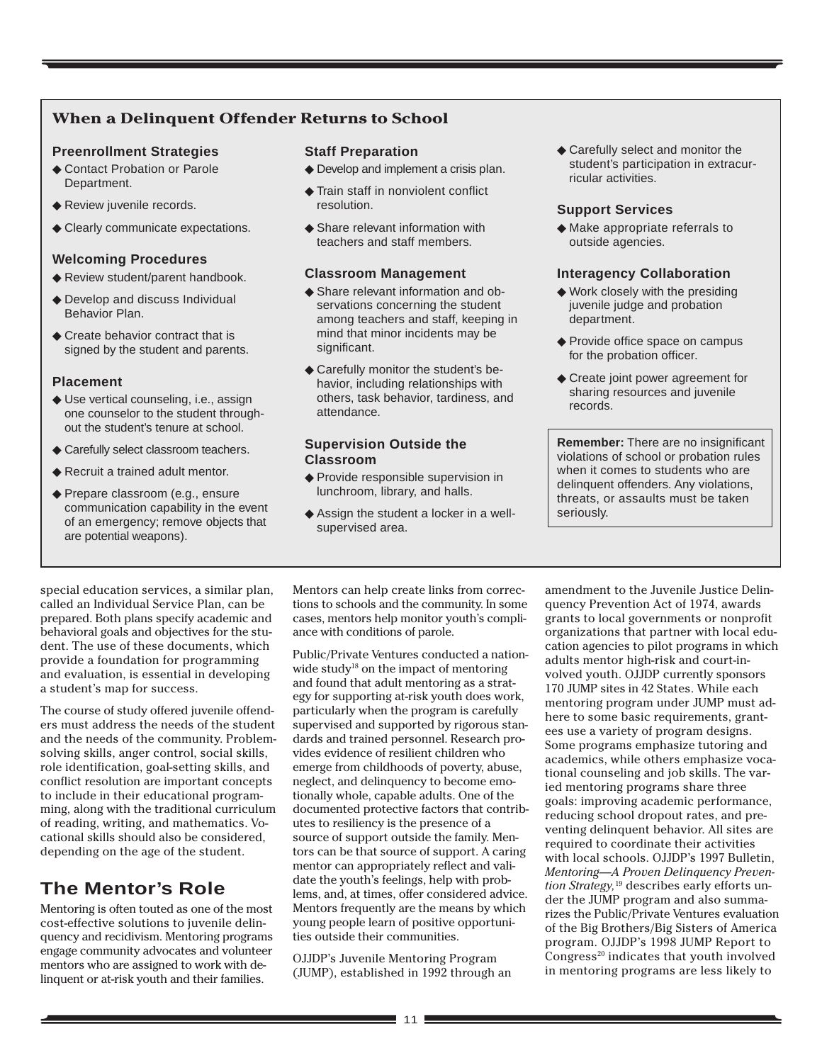### When a Delinquent Offender Returns to School

#### Preenrollment Strategies

- ◆ Contact Probation or Parole Department.
- ◆ Review juvenile records.
- ◆ Clearly communicate expectations.

#### Welcoming Procedures

- ◆ Review student/parent handbook.
- ◆ Develop and discuss Individual Behavior Plan.
- ◆ Create behavior contract that is signed by the student and parents.

#### Placement

- ◆ Use vertical counseling, i.e., assign one counselor to the student throughout the student's tenure at school.
- ◆ Carefully select classroom teachers.
- ◆ Recruit a trained adult mentor.
- ◆ Prepare classroom (e.g., ensure communication capability in the event of an emergency; remove objects that are potential weapons).

#### Staff Preparation

- ◆ Develop and implement a crisis plan.
- ◆ Train staff in nonviolent conflict resolution.
- ◆ Share relevant information with teachers and staff members.

#### Classroom Management

- ◆ Share relevant information and observations concerning the student among teachers and staff, keeping in mind that minor incidents may be significant.
- ◆ Carefully monitor the student's behavior, including relationships with others, task behavior, tardiness, and attendance.

#### Supervision Outside the Classroom

- ◆ Provide responsible supervision in lunchroom, library, and halls.
- ◆ Assign the student a locker in a well-supervised area.
- ◆ Carefully select and monitor the student's participation in extracurricular activities.

#### Support Services

- ◆ Make appropriate referrals to outside agencies.

#### Interagency Collaboration

- ◆ Work closely with the presiding juvenile judge and probation department.
- ◆ Provide office space on campus for the probation officer.
- ◆ Create joint power agreement for sharing resources and juvenile records.

**Remember:** There are no insignificant violations of school or probation rules when it comes to students who are delinquent offenders. Any violations, threats, or assaults must be taken seriously.

special education services, a similar plan, called an Individual Service Plan, can be prepared. Both plans specify academic and behavioral goals and objectives for the student. The use of these documents, which provide a foundation for programming and evaluation, is essential in developing a student's map for success.

The course of study offered juvenile offenders must address the needs of the student and the needs of the community. Problem-solving skills, anger control, social skills, role identification, goal-setting skills, and conflict resolution are important concepts to include in their educational programming, along with the traditional curriculum of reading, writing, and mathematics. Vocational skills should also be considered, depending on the age of the student.

## The Mentor's Role

Mentoring is often touted as one of the most cost-effective solutions to juvenile delinquency and recidivism. Mentoring programs engage community advocates and volunteer mentors who are assigned to work with delinquent or at-risk youth and their families. Mentors can help create links from corrections to schools and the community. In some cases, mentors help monitor youth's compliance with conditions of parole.

Public/Private Ventures conducted a nationwide study[18] on the impact of mentoring and found that adult mentoring as a strategy for supporting at-risk youth does work, particularly when the program is carefully supervised and supported by rigorous standards and trained personnel. Research provides evidence of resilient children who emerge from childhoods of poverty, abuse, neglect, and delinquency to become emotionally whole, capable adults. One of the documented protective factors that contributes to resiliency is the presence of a source of support outside the family. Mentors can be that source of support. A caring mentor can appropriately reflect and validate the youth's feelings, help with problems, and, at times, offer considered advice. Mentors frequently are the means by which young people learn of positive opportunities outside their communities.

OJJDP's Juvenile Mentoring Program (JUMP), established in 1992 through an amendment to the Juvenile Justice Delinquency Prevention Act of 1974, awards grants to local governments or nonprofit organizations that partner with local education agencies to pilot programs in which adults mentor high-risk and court-involved youth. OJJDP currently sponsors 170 JUMP sites in 42 States. While each mentoring program under JUMP must adhere to some basic requirements, grantees use a variety of program designs. Some programs emphasize tutoring and academics, while others emphasize vocational counseling and job skills. The varied mentoring programs share three goals: improving academic performance, reducing school dropout rates, and preventing delinquent behavior. All sites are required to coordinate their activities with local schools. OJJDP's 1997 Bulletin, *Mentoring—A Proven Delinquency Prevention Strategy,*[19] describes early efforts under the JUMP program and also summarizes the Public/Private Ventures evaluation of the Big Brothers/Big Sisters of America program. OJJDP's 1998 JUMP Report to Congress[20] indicates that youth involved in mentoring programs are less likely to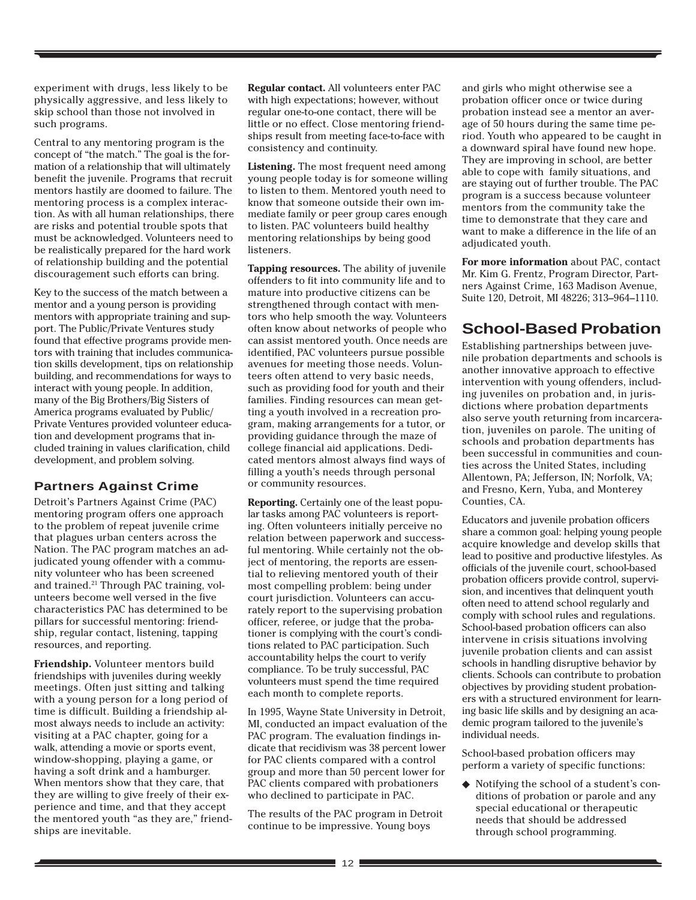experiment with drugs, less likely to be physically aggressive, and less likely to skip school than those not involved in such programs.

Central to any mentoring program is the concept of "the match." The goal is the formation of a relationship that will ultimately benefit the juvenile. Programs that recruit mentors hastily are doomed to failure. The mentoring process is a complex interaction. As with all human relationships, there are risks and potential trouble spots that must be acknowledged. Volunteers need to be realistically prepared for the hard work of relationship building and the potential discouragement such efforts can bring.

Key to the success of the match between a mentor and a young person is providing mentors with appropriate training and support. The Public/Private Ventures study found that effective programs provide mentors with training that includes communication skills development, tips on relationship building, and recommendations for ways to interact with young people. In addition, many of the Big Brothers/Big Sisters of America programs evaluated by Public/Private Ventures provided volunteer education and development programs that included training in values clarification, child development, and problem solving.

### Partners Against Crime

Detroit's Partners Against Crime (PAC) mentoring program offers one approach to the problem of repeat juvenile crime that plagues urban centers across the Nation. The PAC program matches an adjudicated young offender with a community volunteer who has been screened and trained.[21] Through PAC training, volunteers become well versed in the five characteristics PAC has determined to be pillars for successful mentoring: friendship, regular contact, listening, tapping resources, and reporting.

**Friendship.** Volunteer mentors build friendships with juveniles during weekly meetings. Often just sitting and talking with a young person for a long period of time is difficult. Building a friendship almost always needs to include an activity: visiting at a PAC chapter, going for a walk, attending a movie or sports event, window-shopping, playing a game, or having a soft drink and a hamburger. When mentors show that they care, that they are willing to give freely of their experience and time, and that they accept the mentored youth "as they are," friendships are inevitable.

**Regular contact.** All volunteers enter PAC with high expectations; however, without regular one-to-one contact, there will be little or no effect. Close mentoring friendships result from meeting face-to-face with consistency and continuity.

**Listening.** The most frequent need among young people today is for someone willing to listen to them. Mentored youth need to know that someone outside their own immediate family or peer group cares enough to listen. PAC volunteers build healthy mentoring relationships by being good listeners.

**Tapping resources.** The ability of juvenile offenders to fit into community life and to mature into productive citizens can be strengthened through contact with mentors who help smooth the way. Volunteers often know about networks of people who can assist mentored youth. Once needs are identified, PAC volunteers pursue possible avenues for meeting those needs. Volunteers often attend to very basic needs, such as providing food for youth and their families. Finding resources can mean getting a youth involved in a recreation program, making arrangements for a tutor, or providing guidance through the maze of college financial aid applications. Dedicated mentors almost always find ways of filling a youth's needs through personal or community resources.

**Reporting.** Certainly one of the least popular tasks among PAC volunteers is reporting. Often volunteers initially perceive no relation between paperwork and successful mentoring. While certainly not the object of mentoring, the reports are essential to relieving mentored youth of their most compelling problem: being under court jurisdiction. Volunteers can accurately report to the supervising probation officer, referee, or judge that the probationer is complying with the court's conditions related to PAC participation. Such accountability helps the court to verify compliance. To be truly successful, PAC volunteers must spend the time required each month to complete reports.

In 1995, Wayne State University in Detroit, MI, conducted an impact evaluation of the PAC program. The evaluation findings indicate that recidivism was 38 percent lower for PAC clients compared with a control group and more than 50 percent lower for PAC clients compared with probationers who declined to participate in PAC.

The results of the PAC program in Detroit continue to be impressive. Young boys and girls who might otherwise see a probation officer once or twice during probation instead see a mentor an average of 50 hours during the same time period. Youth who appeared to be caught in a downward spiral have found new hope. They are improving in school, are better able to cope with family situations, and are staying out of further trouble. The PAC program is a success because volunteer mentors from the community take the time to demonstrate that they care and want to make a difference in the life of an adjudicated youth.

**For more information** about PAC, contact Mr. Kim G. Frentz, Program Director, Partners Against Crime, 163 Madison Avenue, Suite 120, Detroit, MI 48226; 313–964–1110.

## School-Based Probation

Establishing partnerships between juvenile probation departments and schools is another innovative approach to effective intervention with young offenders, including juveniles on probation and, in jurisdictions where probation departments also serve youth returning from incarceration, juveniles on parole. The uniting of schools and probation departments has been successful in communities and counties across the United States, including Allentown, PA; Jefferson, IN; Norfolk, VA; and Fresno, Kern, Yuba, and Monterey Counties, CA.

Educators and juvenile probation officers share a common goal: helping young people acquire knowledge and develop skills that lead to positive and productive lifestyles. As officials of the juvenile court, school-based probation officers provide control, supervision, and incentives that delinquent youth often need to attend school regularly and comply with school rules and regulations. School-based probation officers can also intervene in crisis situations involving juvenile probation clients and can assist schools in handling disruptive behavior by clients. Schools can contribute to probation objectives by providing student probationers with a structured environment for learning basic life skills and by designing an academic program tailored to the juvenile's individual needs.

School-based probation officers may perform a variety of specific functions:

- Notifying the school of a student's conditions of probation or parole and any special educational or therapeutic needs that should be addressed through school programming.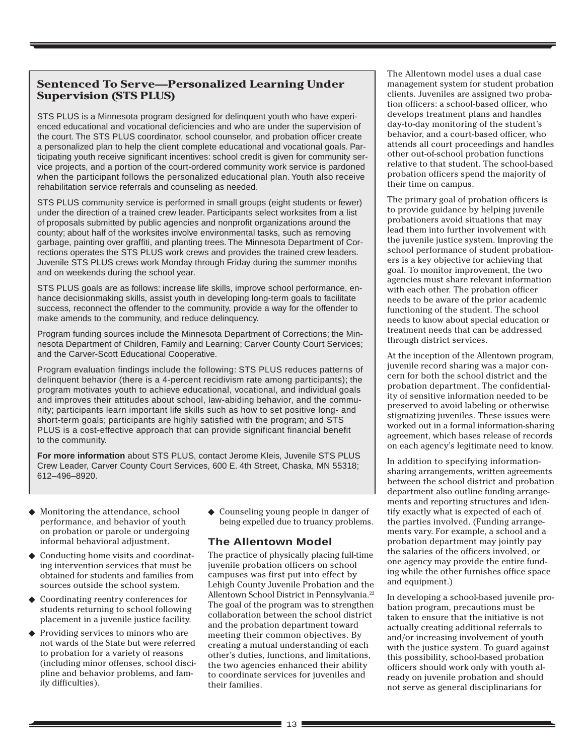## Sentenced To Serve—Personalized Learning Under Supervision (STS PLUS)

STS PLUS is a Minnesota program designed for delinquent youth who have experienced educational and vocational deficiencies and who are under the supervision of the court. The STS PLUS coordinator, school counselor, and probation officer create a personalized plan to help the client complete educational and vocational goals. Participating youth receive significant incentives: school credit is given for community service projects, and a portion of the court-ordered community work service is pardoned when the participant follows the personalized educational plan. Youth also receive rehabilitation service referrals and counseling as needed.

STS PLUS community service is performed in small groups (eight students or fewer) under the direction of a trained crew leader. Participants select worksites from a list of proposals submitted by public agencies and nonprofit organizations around the county; about half of the worksites involve environmental tasks, such as removing garbage, painting over graffiti, and planting trees. The Minnesota Department of Corrections operates the STS PLUS work crews and provides the trained crew leaders. Juvenile STS PLUS crews work Monday through Friday during the summer months and on weekends during the school year.

STS PLUS goals are as follows: increase life skills, improve school performance, enhance decisionmaking skills, assist youth in developing long-term goals to facilitate success, reconnect the offender to the community, provide a way for the offender to make amends to the community, and reduce delinquency.

Program funding sources include the Minnesota Department of Corrections; the Minnesota Department of Children, Family and Learning; Carver County Court Services; and the Carver-Scott Educational Cooperative.

Program evaluation findings include the following: STS PLUS reduces patterns of delinquent behavior (there is a 4-percent recidivism rate among participants); the program motivates youth to achieve educational, vocational, and individual goals and improves their attitudes about school, law-abiding behavior, and the community; participants learn important life skills such as how to set positive long- and short-term goals; participants are highly satisfied with the program; and STS PLUS is a cost-effective approach that can provide significant financial benefit to the community.

**For more information** about STS PLUS, contact Jerome Kleis, Juvenile STS PLUS Crew Leader, Carver County Court Services, 600 E. 4th Street, Chaska, MN 55318; 612–496–8920.

- Monitoring the attendance, school performance, and behavior of youth on probation or parole or undergoing informal behavioral adjustment.
- Conducting home visits and coordinating intervention services that must be obtained for students and families from sources outside the school system.
- Coordinating reentry conferences for students returning to school following placement in a juvenile justice facility.
- Providing services to minors who are not wards of the State but were referred to probation for a variety of reasons (including minor offenses, school discipline and behavior problems, and family difficulties).
- Counseling young people in danger of being expelled due to truancy problems.

### The Allentown Model

The practice of physically placing full-time juvenile probation officers on school campuses was first put into effect by Lehigh County Juvenile Probation and the Allentown School District in Pennsylvania.[22] The goal of the program was to strengthen collaboration between the school district and the probation department toward meeting their common objectives. By creating a mutual understanding of each other's duties, functions, and limitations, the two agencies enhanced their ability to coordinate services for juveniles and their families.

The Allentown model uses a dual case management system for student probation clients. Juveniles are assigned two probation officers: a school-based officer, who develops treatment plans and handles day-to-day monitoring of the student's behavior, and a court-based officer, who attends all court proceedings and handles other out-of-school probation functions relative to that student. The school-based probation officers spend the majority of their time on campus.

The primary goal of probation officers is to provide guidance by helping juvenile probationers avoid situations that may lead them into further involvement with the juvenile justice system. Improving the school performance of student probationers is a key objective for achieving that goal. To monitor improvement, the two agencies must share relevant information with each other. The probation officer needs to be aware of the prior academic functioning of the student. The school needs to know about special education or treatment needs that can be addressed through district services.

At the inception of the Allentown program, juvenile record sharing was a major concern for both the school district and the probation department. The confidentiality of sensitive information needed to be preserved to avoid labeling or otherwise stigmatizing juveniles. These issues were worked out in a formal information-sharing agreement, which bases release of records on each agency's legitimate need to know.

In addition to specifying information-sharing arrangements, written agreements between the school district and probation department also outline funding arrangements and reporting structures and identify exactly what is expected of each of the parties involved. (Funding arrangements vary. For example, a school and a probation department may jointly pay the salaries of the officers involved, or one agency may provide the entire funding while the other furnishes office space and equipment.)

In developing a school-based juvenile probation program, precautions must be taken to ensure that the initiative is not actually creating additional referrals to and/or increasing involvement of youth with the justice system. To guard against this possibility, school-based probation officers should work only with youth already on juvenile probation and should not serve as general disciplinarians for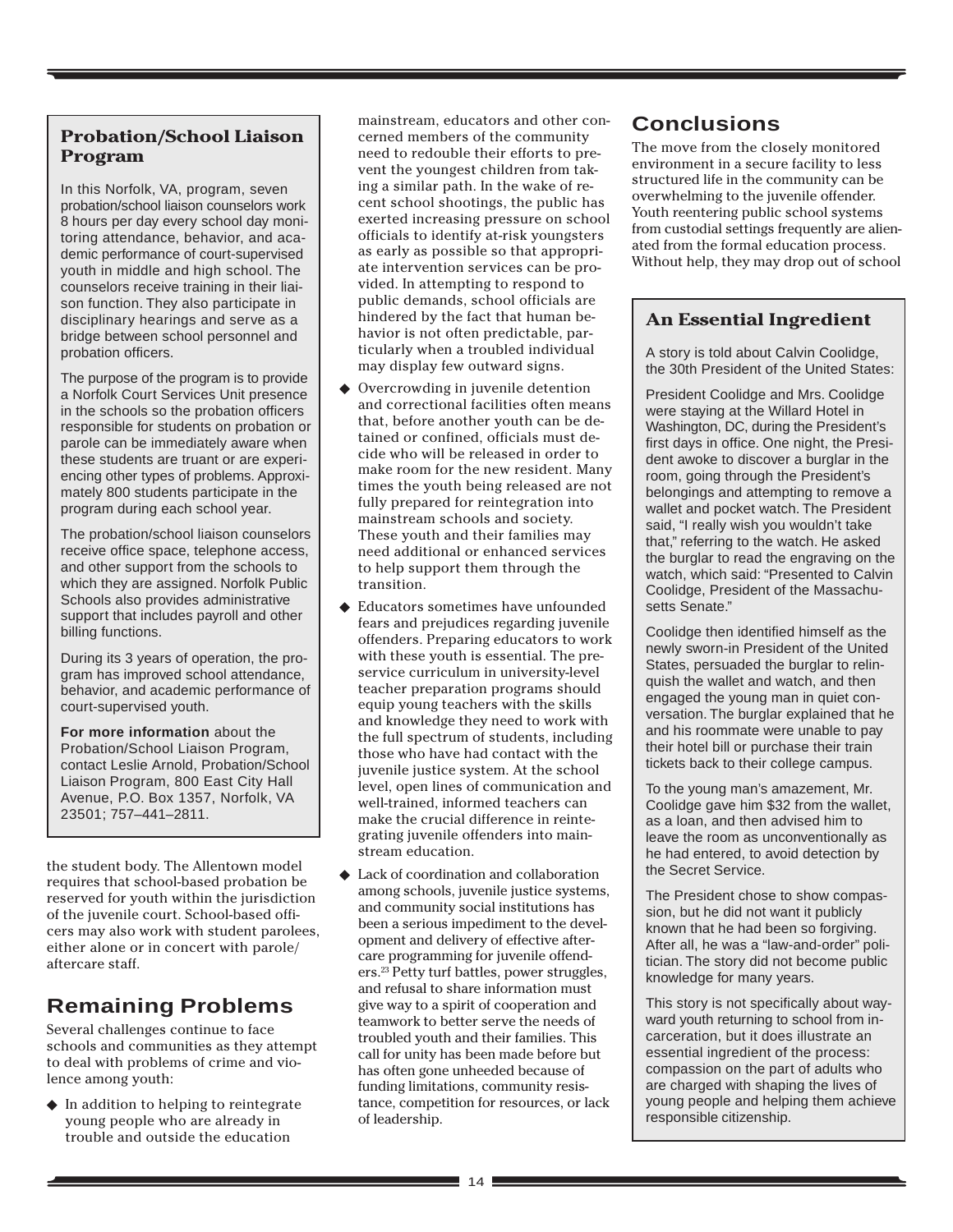### Probation/School Liaison Program

In this Norfolk, VA, program, seven probation/school liaison counselors work 8 hours per day every school day monitoring attendance, behavior, and academic performance of court-supervised youth in middle and high school. The counselors receive training in their liaison function. They also participate in disciplinary hearings and serve as a bridge between school personnel and probation officers.

The purpose of the program is to provide a Norfolk Court Services Unit presence in the schools so the probation officers responsible for students on probation or parole can be immediately aware when these students are truant or are experiencing other types of problems. Approximately 800 students participate in the program during each school year.

The probation/school liaison counselors receive office space, telephone access, and other support from the schools to which they are assigned. Norfolk Public Schools also provides administrative support that includes payroll and other billing functions.

During its 3 years of operation, the program has improved school attendance, behavior, and academic performance of court-supervised youth.

**For more information** about the Probation/School Liaison Program, contact Leslie Arnold, Probation/School Liaison Program, 800 East City Hall Avenue, P.O. Box 1357, Norfolk, VA 23501; 757–441–2811.

the student body. The Allentown model requires that school-based probation be reserved for youth within the jurisdiction of the juvenile court. School-based officers may also work with student parolees, either alone or in concert with parole/aftercare staff.

## Remaining Problems

Several challenges continue to face schools and communities as they attempt to deal with problems of crime and violence among youth:

- In addition to helping to reintegrate young people who are already in trouble and outside the education mainstream, educators and other concerned members of the community need to redouble their efforts to prevent the youngest children from taking a similar path. In the wake of recent school shootings, the public has exerted increasing pressure on school officials to identify at-risk youngsters as early as possible so that appropriate intervention services can be provided. In attempting to respond to public demands, school officials are hindered by the fact that human behavior is not often predictable, particularly when a troubled individual may display few outward signs.
- Overcrowding in juvenile detention and correctional facilities often means that, before another youth can be detained or confined, officials must decide who will be released in order to make room for the new resident. Many times the youth being released are not fully prepared for reintegration into mainstream schools and society. These youth and their families may need additional or enhanced services to help support them through the transition.
- Educators sometimes have unfounded fears and prejudices regarding juvenile offenders. Preparing educators to work with these youth is essential. The preservice curriculum in university-level teacher preparation programs should equip young teachers with the skills and knowledge they need to work with the full spectrum of students, including those who have had contact with the juvenile justice system. At the school level, open lines of communication and well-trained, informed teachers can make the crucial difference in reintegrating juvenile offenders into mainstream education.
- Lack of coordination and collaboration among schools, juvenile justice systems, and community social institutions has been a serious impediment to the development and delivery of effective aftercare programming for juvenile offenders.[23] Petty turf battles, power struggles, and refusal to share information must give way to a spirit of cooperation and teamwork to better serve the needs of troubled youth and their families. This call for unity has been made before but has often gone unheeded because of funding limitations, community resistance, competition for resources, or lack of leadership.

## Conclusions

The move from the closely monitored environment in a secure facility to less structured life in the community can be overwhelming to the juvenile offender. Youth reentering public school systems from custodial settings frequently are alienated from the formal education process. Without help, they may drop out of school

### An Essential Ingredient

A story is told about Calvin Coolidge, the 30th President of the United States:

President Coolidge and Mrs. Coolidge were staying at the Willard Hotel in Washington, DC, during the President's first days in office. One night, the President awoke to discover a burglar in the room, going through the President's belongings and attempting to remove a wallet and pocket watch. The President said, "I really wish you wouldn't take that," referring to the watch. He asked the burglar to read the engraving on the watch, which said: "Presented to Calvin Coolidge, President of the Massachusetts Senate."

Coolidge then identified himself as the newly sworn-in President of the United States, persuaded the burglar to relinquish the wallet and watch, and then engaged the young man in quiet conversation. The burglar explained that he and his roommate were unable to pay their hotel bill or purchase their train tickets back to their college campus.

To the young man's amazement, Mr. Coolidge gave him $32 from the wallet, as a loan, and then advised him to leave the room as unconventionally as he had entered, to avoid detection by the Secret Service.

The President chose to show compassion, but he did not want it publicly known that he had been so forgiving. After all, he was a "law-and-order" politician. The story did not become public knowledge for many years.

This story is not specifically about wayward youth returning to school from incarceration, but it does illustrate an essential ingredient of the process: compassion on the part of adults who are charged with shaping the lives of young people and helping them achieve responsible citizenship.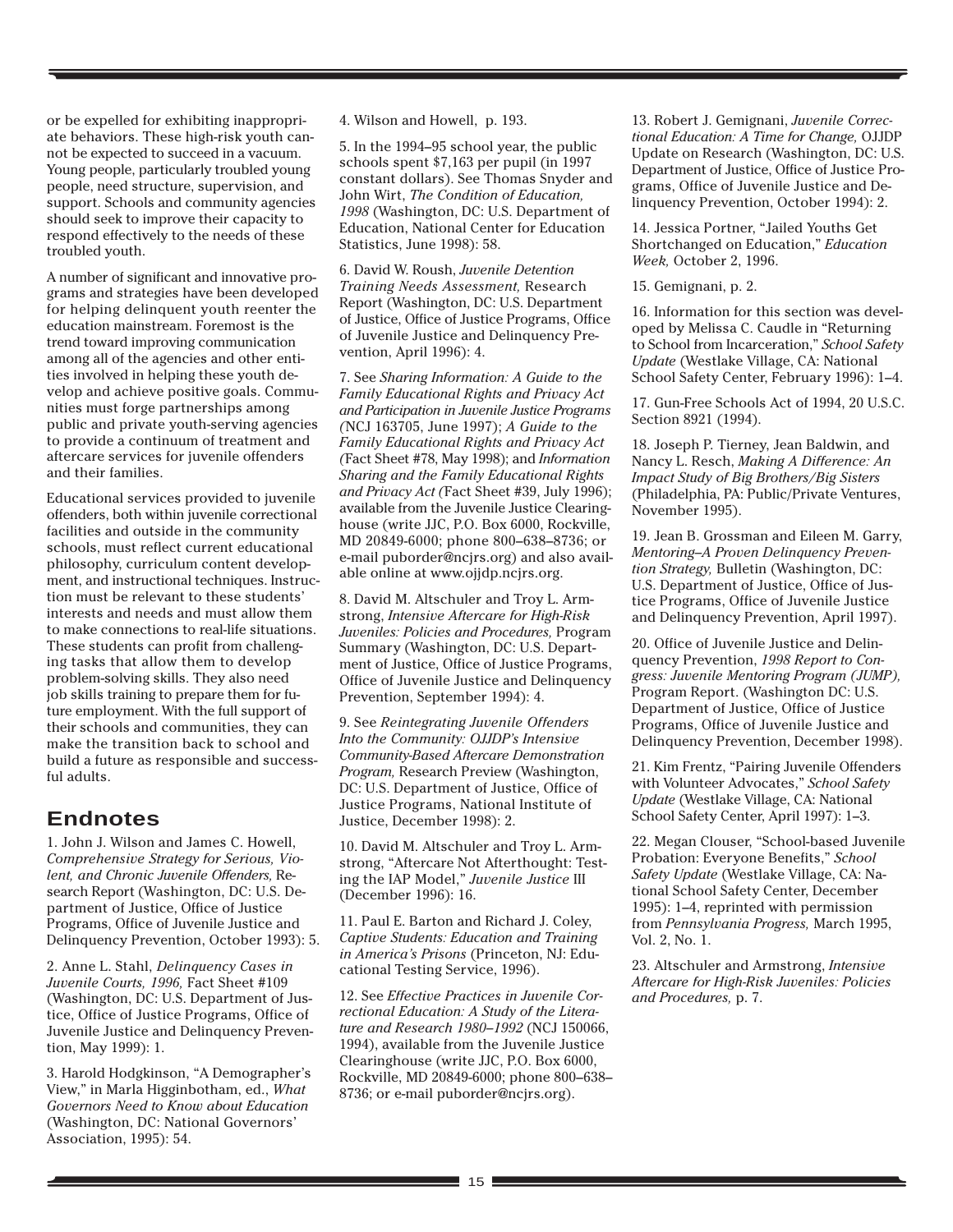or be expelled for exhibiting inappropriate behaviors. These high-risk youth cannot be expected to succeed in a vacuum. Young people, particularly troubled young people, need structure, supervision, and support. Schools and community agencies should seek to improve their capacity to respond effectively to the needs of these troubled youth.

A number of significant and innovative programs and strategies have been developed for helping delinquent youth reenter the education mainstream. Foremost is the trend toward improving communication among all of the agencies and other entities involved in helping these youth develop and achieve positive goals. Communities must forge partnerships among public and private youth-serving agencies to provide a continuum of treatment and aftercare services for juvenile offenders and their families.

Educational services provided to juvenile offenders, both within juvenile correctional facilities and outside in the community schools, must reflect current educational philosophy, curriculum content development, and instructional techniques. Instruction must be relevant to these students' interests and needs and must allow them to make connections to real-life situations. These students can profit from challenging tasks that allow them to develop problem-solving skills. They also need job skills training to prepare them for future employment. With the full support of their schools and communities, they can make the transition back to school and build a future as responsible and successful adults.

## Endnotes

1. John J. Wilson and James C. Howell, *Comprehensive Strategy for Serious, Violent, and Chronic Juvenile Offenders,* Research Report (Washington, DC: U.S. Department of Justice, Office of Justice Programs, Office of Juvenile Justice and Delinquency Prevention, October 1993): 5.

2. Anne L. Stahl, *Delinquency Cases in Juvenile Courts, 1996,* Fact Sheet #109 (Washington, DC: U.S. Department of Justice, Office of Justice Programs, Office of Juvenile Justice and Delinquency Prevention, May 1999): 1.

3. Harold Hodgkinson, "A Demographer's View," in Marla Higginbotham, ed., *What Governors Need to Know about Education* (Washington, DC: National Governors' Association, 1995): 54.

4. Wilson and Howell, p. 193.

5. In the 1994–95 school year, the public schools spent $7,163 per pupil (in 1997 constant dollars). See Thomas Snyder and John Wirt, *The Condition of Education, 1998* (Washington, DC: U.S. Department of Education, National Center for Education Statistics, June 1998): 58.

6. David W. Roush, *Juvenile Detention Training Needs Assessment,* Research Report (Washington, DC: U.S. Department of Justice, Office of Justice Programs, Office of Juvenile Justice and Delinquency Prevention, April 1996): 4.

7. See *Sharing Information: A Guide to the Family Educational Rights and Privacy Act and Participation in Juvenile Justice Programs (*NCJ 163705, June 1997); *A Guide to the Family Educational Rights and Privacy Act (*Fact Sheet #78, May 1998); and *Information Sharing and the Family Educational Rights and Privacy Act (*Fact Sheet #39, July 1996); available from the Juvenile Justice Clearinghouse (write JJC, P.O. Box 6000, Rockville, MD 20849-6000; phone 800–638–8736; or e-mail puborder@ncjrs.org) and also available online at www.ojjdp.ncjrs.org.

8. David M. Altschuler and Troy L. Armstrong, *Intensive Aftercare for High-Risk Juveniles: Policies and Procedures,* Program Summary (Washington, DC: U.S. Department of Justice, Office of Justice Programs, Office of Juvenile Justice and Delinquency Prevention, September 1994): 4.

9. See *Reintegrating Juvenile Offenders Into the Community: OJJDP's Intensive Community-Based Aftercare Demonstration Program,* Research Preview (Washington, DC: U.S. Department of Justice, Office of Justice Programs, National Institute of Justice, December 1998): 2.

10. David M. Altschuler and Troy L. Armstrong, "Aftercare Not Afterthought: Testing the IAP Model," *Juvenile Justice* III (December 1996): 16.

11. Paul E. Barton and Richard J. Coley, *Captive Students: Education and Training in America's Prisons* (Princeton, NJ: Educational Testing Service, 1996).

12. See *Effective Practices in Juvenile Correctional Education: A Study of the Literature and Research 1980–1992* (NCJ 150066, 1994), available from the Juvenile Justice Clearinghouse (write JJC, P.O. Box 6000, Rockville, MD 20849-6000; phone 800–638–8736; or e-mail puborder@ncjrs.org).

13. Robert J. Gemignani, *Juvenile Correctional Education: A Time for Change,* OJJDP Update on Research (Washington, DC: U.S. Department of Justice, Office of Justice Programs, Office of Juvenile Justice and Delinquency Prevention, October 1994): 2.

14. Jessica Portner, "Jailed Youths Get Shortchanged on Education," *Education Week,* October 2, 1996.

15. Gemignani, p. 2.

16. Information for this section was developed by Melissa C. Caudle in "Returning to School from Incarceration," *School Safety Update* (Westlake Village, CA: National School Safety Center, February 1996): 1–4.

17. Gun-Free Schools Act of 1994, 20 U.S.C. Section 8921 (1994).

18. Joseph P. Tierney, Jean Baldwin, and Nancy L. Resch, *Making A Difference: An Impact Study of Big Brothers/Big Sisters* (Philadelphia, PA: Public/Private Ventures, November 1995).

19. Jean B. Grossman and Eileen M. Garry, *Mentoring–A Proven Delinquency Prevention Strategy,* Bulletin (Washington, DC: U.S. Department of Justice, Office of Justice Programs, Office of Juvenile Justice and Delinquency Prevention, April 1997).

20. Office of Juvenile Justice and Delinquency Prevention, *1998 Report to Congress: Juvenile Mentoring Program (JUMP),* Program Report. (Washington DC: U.S. Department of Justice, Office of Justice Programs, Office of Juvenile Justice and Delinquency Prevention, December 1998).

21. Kim Frentz, "Pairing Juvenile Offenders with Volunteer Advocates," *School Safety Update* (Westlake Village, CA: National School Safety Center, April 1997): 1–3.

22. Megan Clouser, "School-based Juvenile Probation: Everyone Benefits," *School Safety Update* (Westlake Village, CA: National School Safety Center, December 1995): 1–4, reprinted with permission from *Pennsylvania Progress,* March 1995, Vol. 2, No. 1.

23. Altschuler and Armstrong, *Intensive Aftercare for High-Risk Juveniles: Policies and Procedures,* p. 7.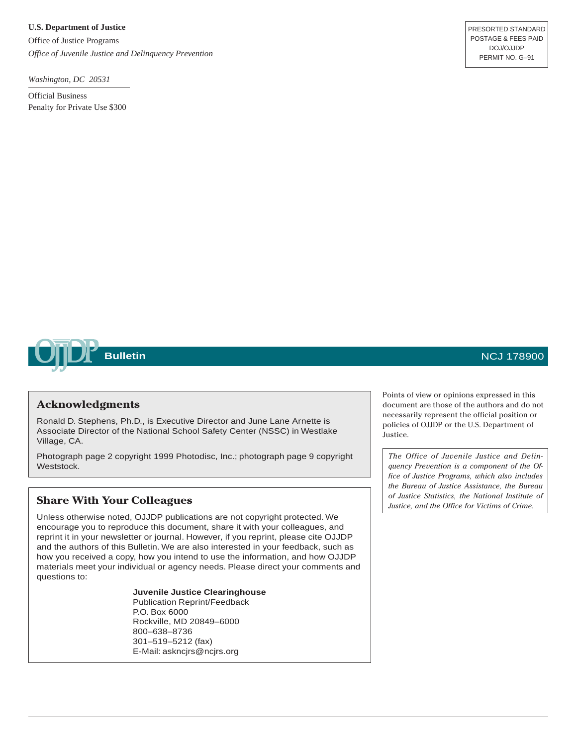**U.S. Department of Justice**

Office of Justice Programs

*Office of Juvenile Justice and Delinquency Prevention*

*Washington, DC 20531*

Official Business
Penalty for Private Use $300

PRESORTED STANDARD
POSTAGE & FEES PAID
DOJ/OJJDP
PERMIT NO. G–91

OJJDP **Bulletin** NCJ 178900

## Acknowledgments

Ronald D. Stephens, Ph.D., is Executive Director and June Lane Arnette is Associate Director of the National School Safety Center (NSSC) in Westlake Village, CA.

Photograph page 2 copyright 1999 Photodisc, Inc.; photograph page 9 copyright Weststock.

## Share With Your Colleagues

Unless otherwise noted, OJJDP publications are not copyright protected. We encourage you to reproduce this document, share it with your colleagues, and reprint it in your newsletter or journal. However, if you reprint, please cite OJJDP and the authors of this Bulletin. We are also interested in your feedback, such as how you received a copy, how you intend to use the information, and how OJJDP materials meet your individual or agency needs. Please direct your comments and questions to:

**Juvenile Justice Clearinghouse**
Publication Reprint/Feedback
P.O. Box 6000
Rockville, MD 20849–6000
800–638–8736
301–519–5212 (fax)
E-Mail: askncjrs@ncjrs.org

Points of view or opinions expressed in this document are those of the authors and do not necessarily represent the official position or policies of OJJDP or the U.S. Department of Justice.

*The Office of Juvenile Justice and Delinquency Prevention is a component of the Office of Justice Programs, which also includes the Bureau of Justice Assistance, the Bureau of Justice Statistics, the National Institute of Justice, and the Office for Victims of Crime.*